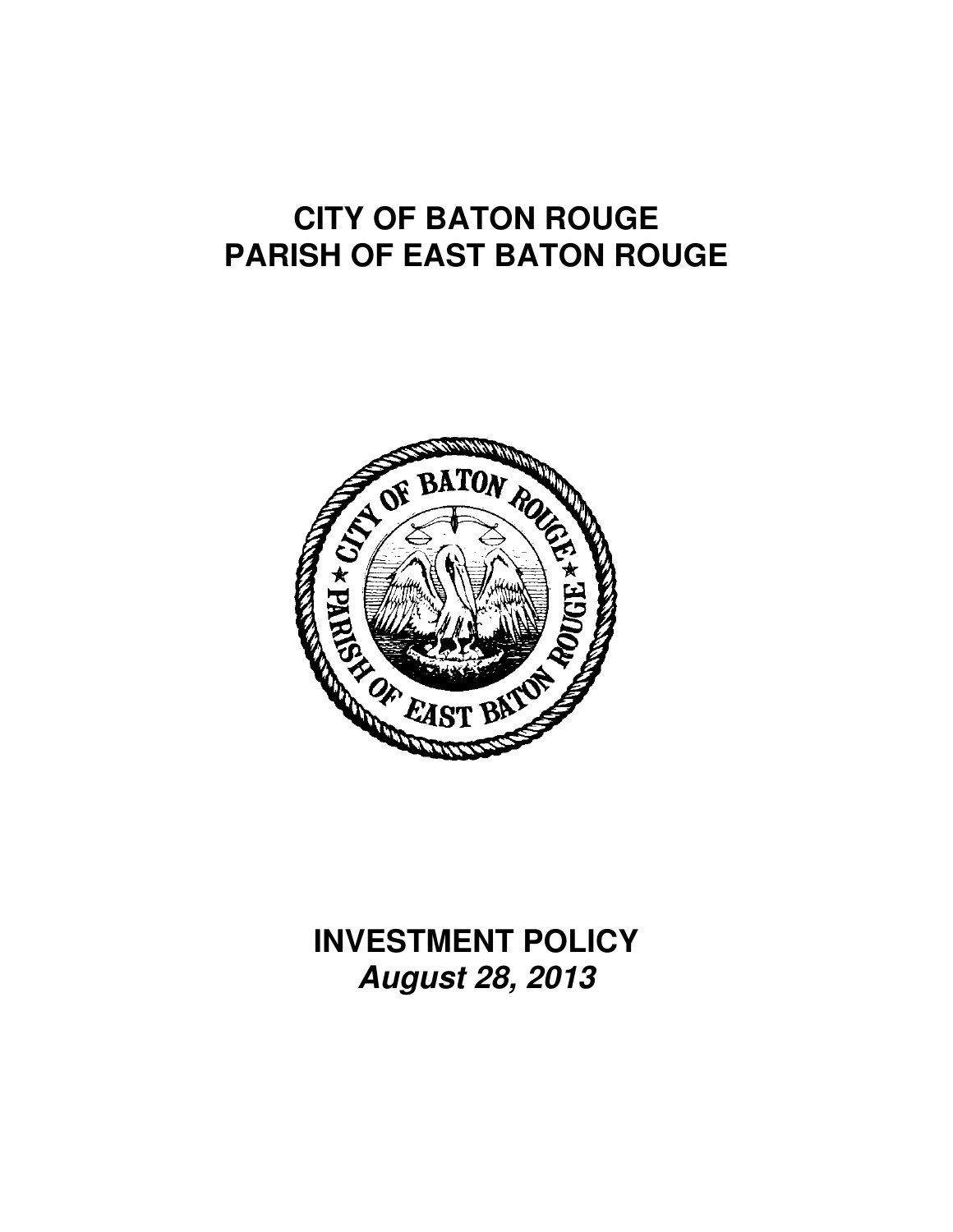# CITY OF BATON ROUGE
# PARISH OF EAST BATON ROUGE

# INVESTMENT POLICY
## *August 28, 2013*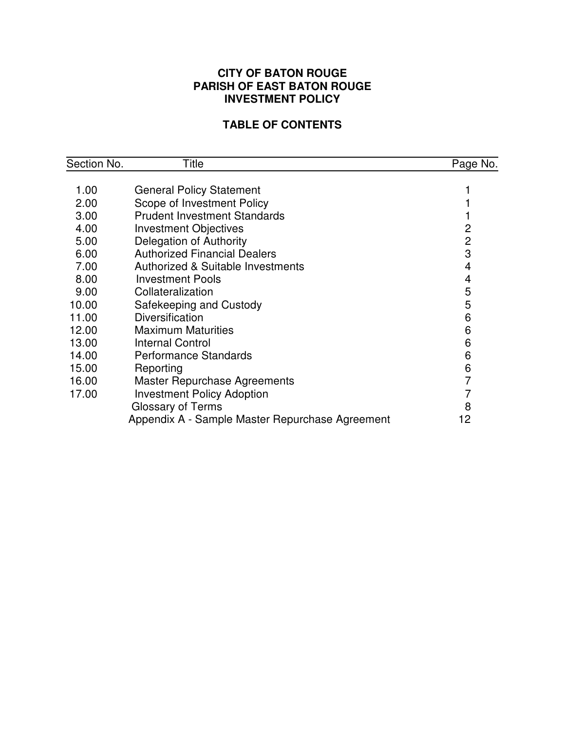**CITY OF BATON ROUGE**
**PARISH OF EAST BATON ROUGE**
**INVESTMENT POLICY**

**TABLE OF CONTENTS**

| Section No. | Title | Page No. |
|---|---|---|
| 1.00 | General Policy Statement | 1 |
| 2.00 | Scope of Investment Policy | 1 |
| 3.00 | Prudent Investment Standards | 1 |
| 4.00 | Investment Objectives | 2 |
| 5.00 | Delegation of Authority | 2 |
| 6.00 | Authorized Financial Dealers | 3 |
| 7.00 | Authorized & Suitable Investments | 4 |
| 8.00 | Investment Pools | 4 |
| 9.00 | Collateralization | 5 |
| 10.00 | Safekeeping and Custody | 5 |
| 11.00 | Diversification | 6 |
| 12.00 | Maximum Maturities | 6 |
| 13.00 | Internal Control | 6 |
| 14.00 | Performance Standards | 6 |
| 15.00 | Reporting | 6 |
| 16.00 | Master Repurchase Agreements | 7 |
| 17.00 | Investment Policy Adoption | 7 |
| | Glossary of Terms | 8 |
| | Appendix A - Sample Master Repurchase Agreement | 12 |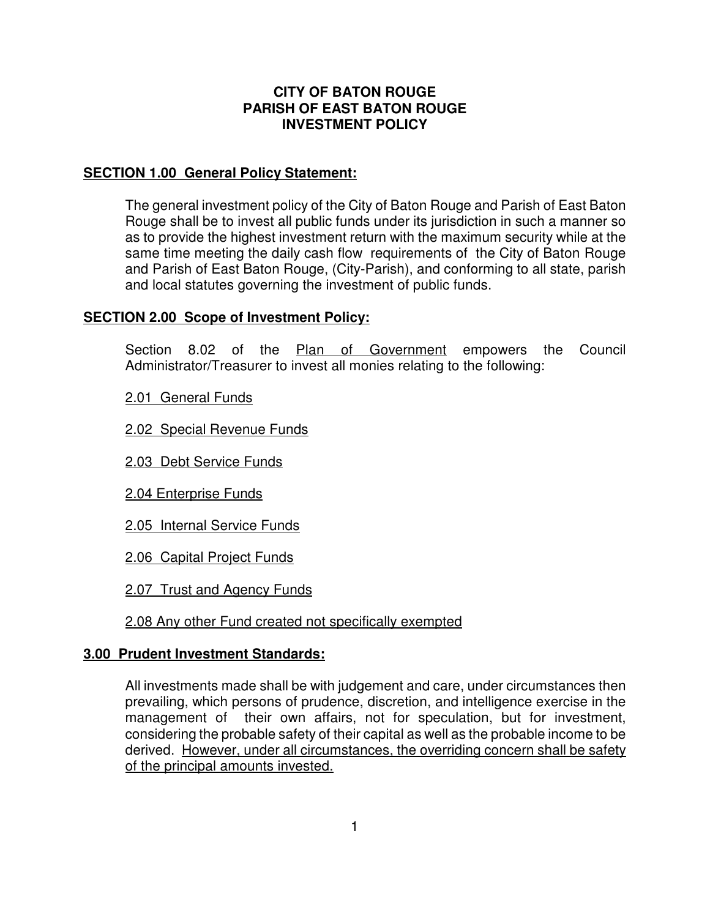# CITY OF BATON ROUGE
# PARISH OF EAST BATON ROUGE
# INVESTMENT POLICY

## SECTION 1.00 General Policy Statement:

The general investment policy of the City of Baton Rouge and Parish of East Baton Rouge shall be to invest all public funds under its jurisdiction in such a manner so as to provide the highest investment return with the maximum security while at the same time meeting the daily cash flow requirements of the City of Baton Rouge and Parish of East Baton Rouge, (City-Parish), and conforming to all state, parish and local statutes governing the investment of public funds.

## SECTION 2.00 Scope of Investment Policy:

Section 8.02 of the <u>Plan of Government</u> empowers the Council Administrator/Treasurer to invest all monies relating to the following:

<u>2.01 General Funds</u>

<u>2.02 Special Revenue Funds</u>

<u>2.03 Debt Service Funds</u>

<u>2.04 Enterprise Funds</u>

<u>2.05 Internal Service Funds</u>

<u>2.06 Capital Project Funds</u>

<u>2.07 Trust and Agency Funds</u>

<u>2.08 Any other Fund created not specifically exempted</u>

## 3.00 Prudent Investment Standards:

All investments made shall be with judgement and care, under circumstances then prevailing, which persons of prudence, discretion, and intelligence exercise in the management of their own affairs, not for speculation, but for investment, considering the probable safety of their capital as well as the probable income to be derived. <u>However, under all circumstances, the overriding concern shall be safety of the principal amounts invested.</u>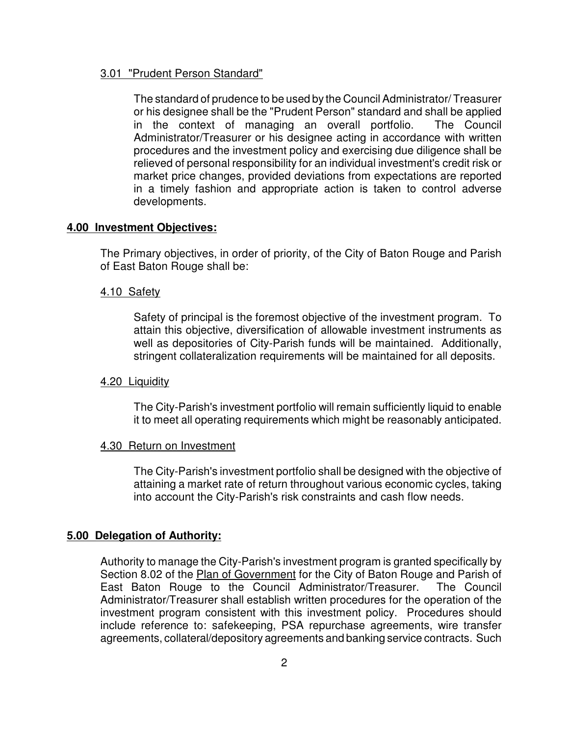3.01 "Prudent Person Standard"

The standard of prudence to be used by the Council Administrator/ Treasurer or his designee shall be the "Prudent Person" standard and shall be applied in the context of managing an overall portfolio. The Council Administrator/Treasurer or his designee acting in accordance with written procedures and the investment policy and exercising due diligence shall be relieved of personal responsibility for an individual investment's credit risk or market price changes, provided deviations from expectations are reported in a timely fashion and appropriate action is taken to control adverse developments.

## 4.00 Investment Objectives:

The Primary objectives, in order of priority, of the City of Baton Rouge and Parish of East Baton Rouge shall be:

4.10 Safety

Safety of principal is the foremost objective of the investment program. To attain this objective, diversification of allowable investment instruments as well as depositories of City-Parish funds will be maintained. Additionally, stringent collateralization requirements will be maintained for all deposits.

4.20 Liquidity

The City-Parish's investment portfolio will remain sufficiently liquid to enable it to meet all operating requirements which might be reasonably anticipated.

4.30 Return on Investment

The City-Parish's investment portfolio shall be designed with the objective of attaining a market rate of return throughout various economic cycles, taking into account the City-Parish's risk constraints and cash flow needs.

## 5.00 Delegation of Authority:

Authority to manage the City-Parish's investment program is granted specifically by Section 8.02 of the Plan of Government for the City of Baton Rouge and Parish of East Baton Rouge to the Council Administrator/Treasurer. The Council Administrator/Treasurer shall establish written procedures for the operation of the investment program consistent with this investment policy. Procedures should include reference to: safekeeping, PSA repurchase agreements, wire transfer agreements, collateral/depository agreements and banking service contracts. Such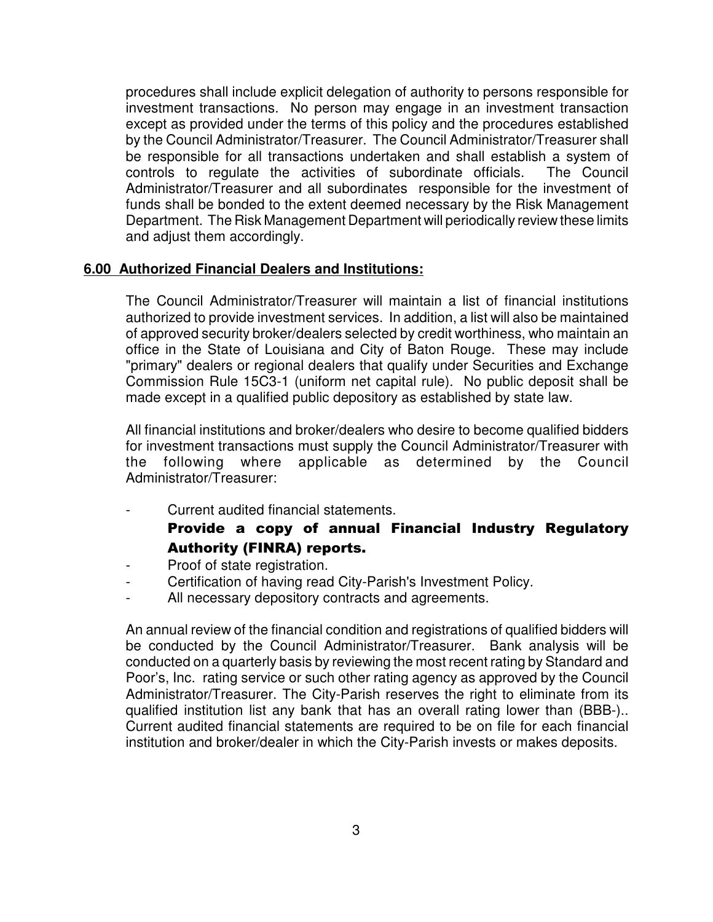procedures shall include explicit delegation of authority to persons responsible for investment transactions. No person may engage in an investment transaction except as provided under the terms of this policy and the procedures established by the Council Administrator/Treasurer. The Council Administrator/Treasurer shall be responsible for all transactions undertaken and shall establish a system of controls to regulate the activities of subordinate officials. The Council Administrator/Treasurer and all subordinates responsible for the investment of funds shall be bonded to the extent deemed necessary by the Risk Management Department. The Risk Management Department will periodically review these limits and adjust them accordingly.

## 6.00 Authorized Financial Dealers and Institutions:

The Council Administrator/Treasurer will maintain a list of financial institutions authorized to provide investment services. In addition, a list will also be maintained of approved security broker/dealers selected by credit worthiness, who maintain an office in the State of Louisiana and City of Baton Rouge. These may include "primary" dealers or regional dealers that qualify under Securities and Exchange Commission Rule 15C3-1 (uniform net capital rule). No public deposit shall be made except in a qualified public depository as established by state law.

All financial institutions and broker/dealers who desire to become qualified bidders for investment transactions must supply the Council Administrator/Treasurer with the following where applicable as determined by the Council Administrator/Treasurer:

- Current audited financial statements.
  **Provide a copy of annual Financial Industry Regulatory Authority (FINRA) reports.**
- Proof of state registration.
- Certification of having read City-Parish's Investment Policy.
- All necessary depository contracts and agreements.

An annual review of the financial condition and registrations of qualified bidders will be conducted by the Council Administrator/Treasurer. Bank analysis will be conducted on a quarterly basis by reviewing the most recent rating by Standard and Poor's, Inc. rating service or such other rating agency as approved by the Council Administrator/Treasurer. The City-Parish reserves the right to eliminate from its qualified institution list any bank that has an overall rating lower than (BBB-).. Current audited financial statements are required to be on file for each financial institution and broker/dealer in which the City-Parish invests or makes deposits.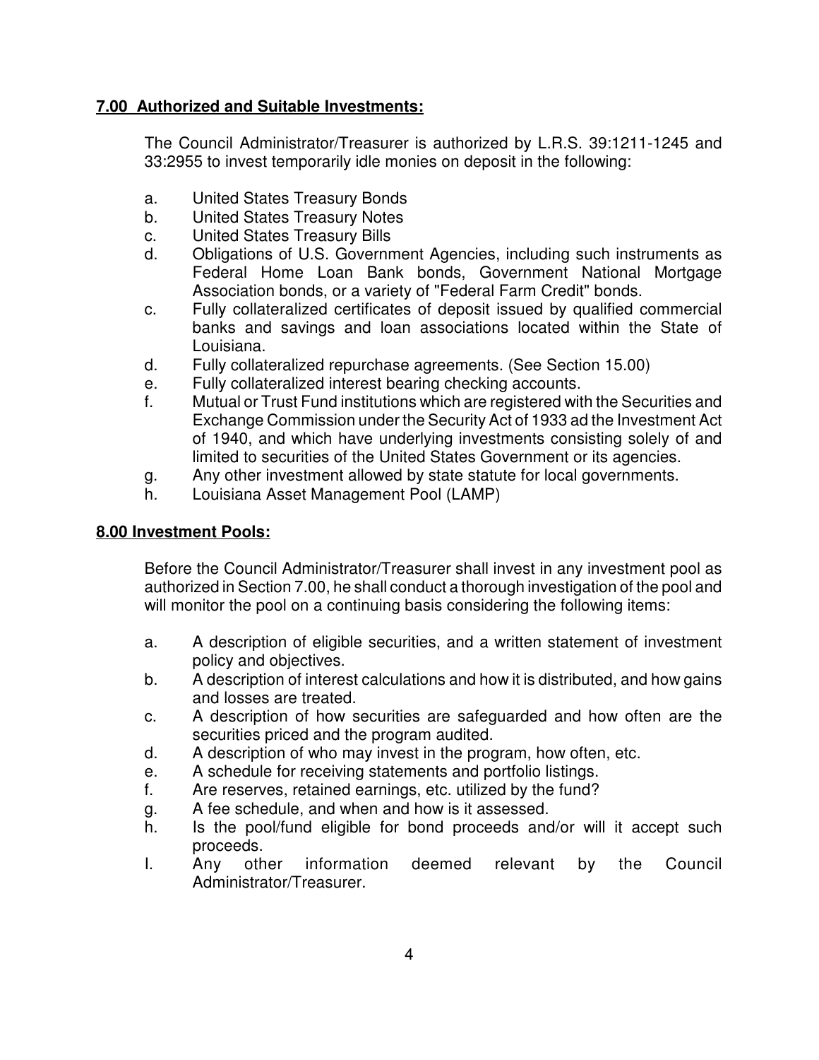**7.00 Authorized and Suitable Investments:**

The Council Administrator/Treasurer is authorized by L.R.S. 39:1211-1245 and 33:2955 to invest temporarily idle monies on deposit in the following:

a. United States Treasury Bonds
b. United States Treasury Notes
c. United States Treasury Bills
d. Obligations of U.S. Government Agencies, including such instruments as Federal Home Loan Bank bonds, Government National Mortgage Association bonds, or a variety of "Federal Farm Credit" bonds.
c. Fully collateralized certificates of deposit issued by qualified commercial banks and savings and loan associations located within the State of Louisiana.
d. Fully collateralized repurchase agreements. (See Section 15.00)
e. Fully collateralized interest bearing checking accounts.
f. Mutual or Trust Fund institutions which are registered with the Securities and Exchange Commission under the Security Act of 1933 ad the Investment Act of 1940, and which have underlying investments consisting solely of and limited to securities of the United States Government or its agencies.
g. Any other investment allowed by state statute for local governments.
h. Louisiana Asset Management Pool (LAMP)

**8.00 Investment Pools:**

Before the Council Administrator/Treasurer shall invest in any investment pool as authorized in Section 7.00, he shall conduct a thorough investigation of the pool and will monitor the pool on a continuing basis considering the following items:

a. A description of eligible securities, and a written statement of investment policy and objectives.
b. A description of interest calculations and how it is distributed, and how gains and losses are treated.
c. A description of how securities are safeguarded and how often are the securities priced and the program audited.
d. A description of who may invest in the program, how often, etc.
e. A schedule for receiving statements and portfolio listings.
f. Are reserves, retained earnings, etc. utilized by the fund?
g. A fee schedule, and when and how is it assessed.
h. Is the pool/fund eligible for bond proceeds and/or will it accept such proceeds.
I. Any other information deemed relevant by the Council Administrator/Treasurer.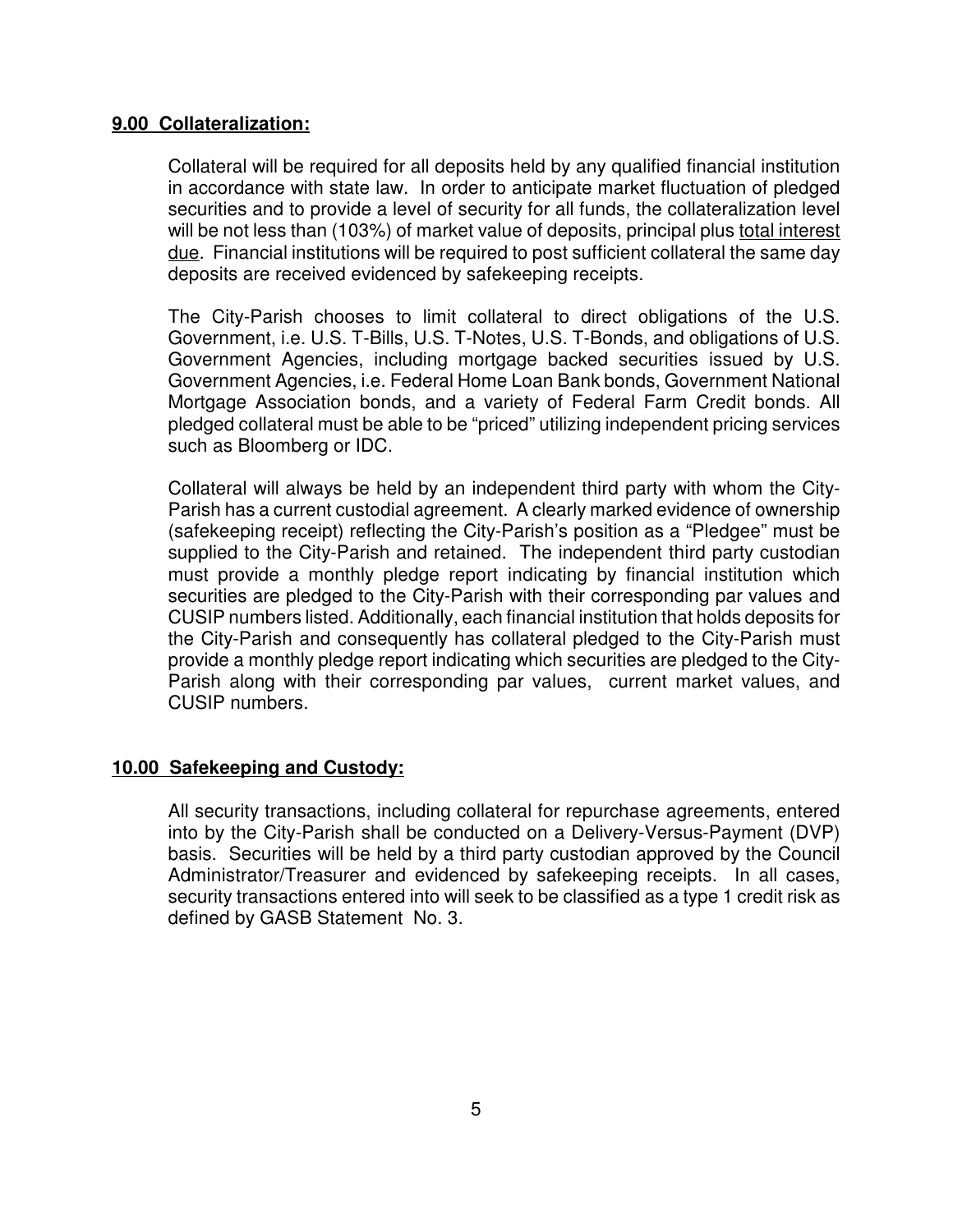## **9.00 Collateralization:**

Collateral will be required for all deposits held by any qualified financial institution in accordance with state law. In order to anticipate market fluctuation of pledged securities and to provide a level of security for all funds, the collateralization level will be not less than (103%) of market value of deposits, principal plus <u>total interest due</u>. Financial institutions will be required to post sufficient collateral the same day deposits are received evidenced by safekeeping receipts.

The City-Parish chooses to limit collateral to direct obligations of the U.S. Government, i.e. U.S. T-Bills, U.S. T-Notes, U.S. T-Bonds, and obligations of U.S. Government Agencies, including mortgage backed securities issued by U.S. Government Agencies, i.e. Federal Home Loan Bank bonds, Government National Mortgage Association bonds, and a variety of Federal Farm Credit bonds. All pledged collateral must be able to be "priced" utilizing independent pricing services such as Bloomberg or IDC.

Collateral will always be held by an independent third party with whom the City-Parish has a current custodial agreement. A clearly marked evidence of ownership (safekeeping receipt) reflecting the City-Parish's position as a "Pledgee" must be supplied to the City-Parish and retained. The independent third party custodian must provide a monthly pledge report indicating by financial institution which securities are pledged to the City-Parish with their corresponding par values and CUSIP numbers listed. Additionally, each financial institution that holds deposits for the City-Parish and consequently has collateral pledged to the City-Parish must provide a monthly pledge report indicating which securities are pledged to the City-Parish along with their corresponding par values, current market values, and CUSIP numbers.

## **10.00 Safekeeping and Custody:**

All security transactions, including collateral for repurchase agreements, entered into by the City-Parish shall be conducted on a Delivery-Versus-Payment (DVP) basis. Securities will be held by a third party custodian approved by the Council Administrator/Treasurer and evidenced by safekeeping receipts. In all cases, security transactions entered into will seek to be classified as a type 1 credit risk as defined by GASB Statement No. 3.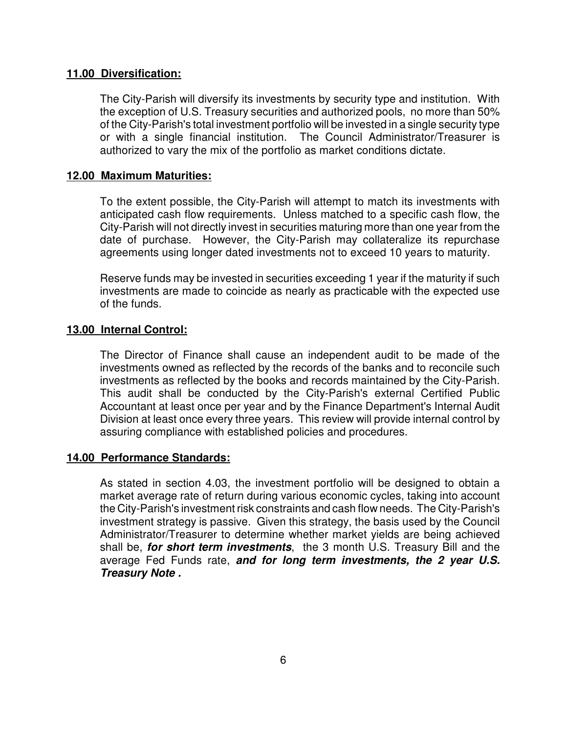**11.00 Diversification:**

The City-Parish will diversify its investments by security type and institution. With the exception of U.S. Treasury securities and authorized pools, no more than 50% of the City-Parish's total investment portfolio will be invested in a single security type or with a single financial institution. The Council Administrator/Treasurer is authorized to vary the mix of the portfolio as market conditions dictate.

**12.00 Maximum Maturities:**

To the extent possible, the City-Parish will attempt to match its investments with anticipated cash flow requirements. Unless matched to a specific cash flow, the City-Parish will not directly invest in securities maturing more than one year from the date of purchase. However, the City-Parish may collateralize its repurchase agreements using longer dated investments not to exceed 10 years to maturity.

Reserve funds may be invested in securities exceeding 1 year if the maturity if such investments are made to coincide as nearly as practicable with the expected use of the funds.

**13.00 Internal Control:**

The Director of Finance shall cause an independent audit to be made of the investments owned as reflected by the records of the banks and to reconcile such investments as reflected by the books and records maintained by the City-Parish. This audit shall be conducted by the City-Parish's external Certified Public Accountant at least once per year and by the Finance Department's Internal Audit Division at least once every three years. This review will provide internal control by assuring compliance with established policies and procedures.

**14.00 Performance Standards:**

As stated in section 4.03, the investment portfolio will be designed to obtain a market average rate of return during various economic cycles, taking into account the City-Parish's investment risk constraints and cash flow needs. The City-Parish's investment strategy is passive. Given this strategy, the basis used by the Council Administrator/Treasurer to determine whether market yields are being achieved shall be, ***for short term investments***, the 3 month U.S. Treasury Bill and the average Fed Funds rate, ***and for long term investments, the 2 year U.S. Treasury Note .***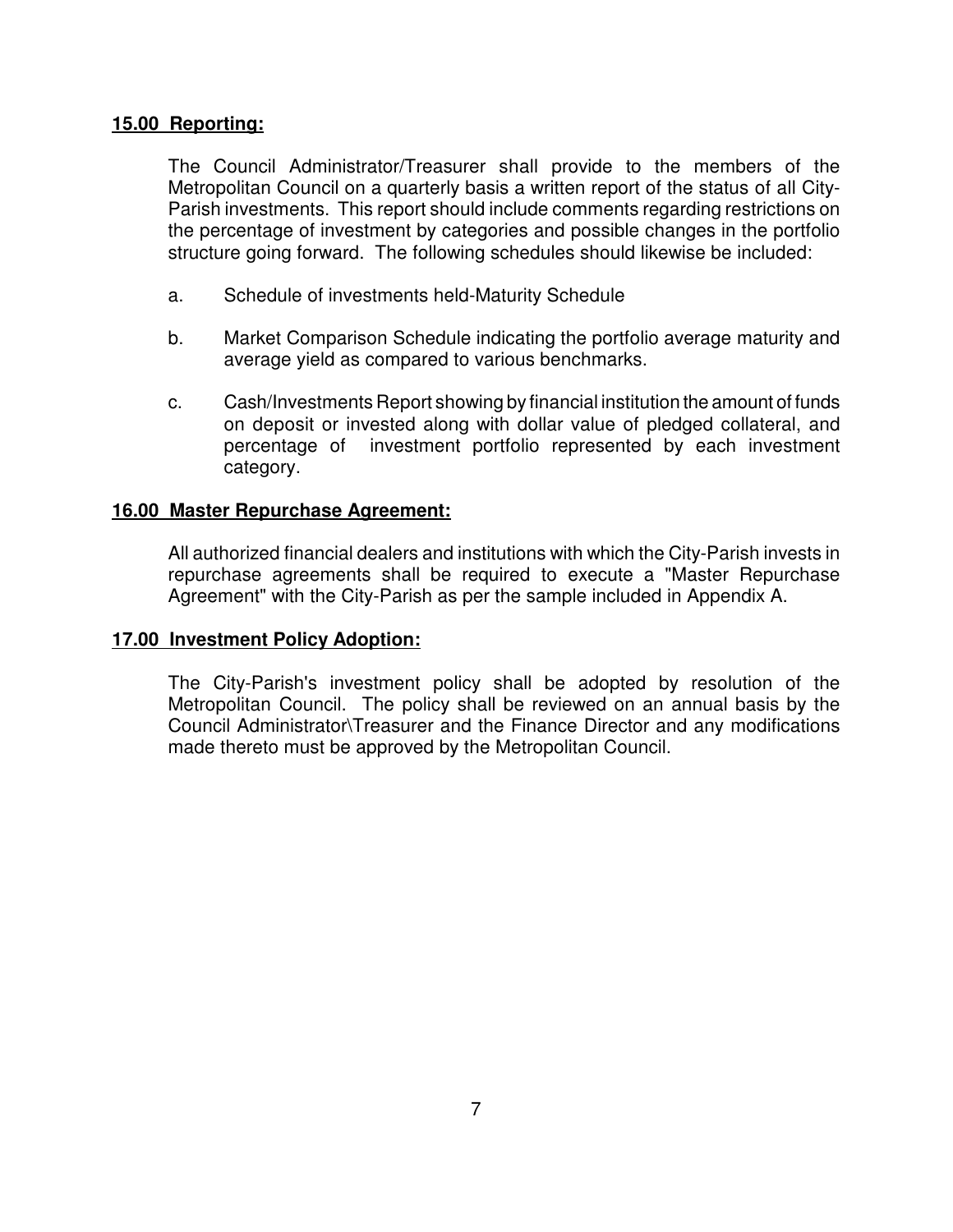**15.00 Reporting:**

The Council Administrator/Treasurer shall provide to the members of the Metropolitan Council on a quarterly basis a written report of the status of all City-Parish investments. This report should include comments regarding restrictions on the percentage of investment by categories and possible changes in the portfolio structure going forward. The following schedules should likewise be included:

a. Schedule of investments held-Maturity Schedule

b. Market Comparison Schedule indicating the portfolio average maturity and average yield as compared to various benchmarks.

c. Cash/Investments Report showing by financial institution the amount of funds on deposit or invested along with dollar value of pledged collateral, and percentage of investment portfolio represented by each investment category.

**16.00 Master Repurchase Agreement:**

All authorized financial dealers and institutions with which the City-Parish invests in repurchase agreements shall be required to execute a "Master Repurchase Agreement" with the City-Parish as per the sample included in Appendix A.

**17.00 Investment Policy Adoption:**

The City-Parish's investment policy shall be adopted by resolution of the Metropolitan Council. The policy shall be reviewed on an annual basis by the Council Administrator\Treasurer and the Finance Director and any modifications made thereto must be approved by the Metropolitan Council.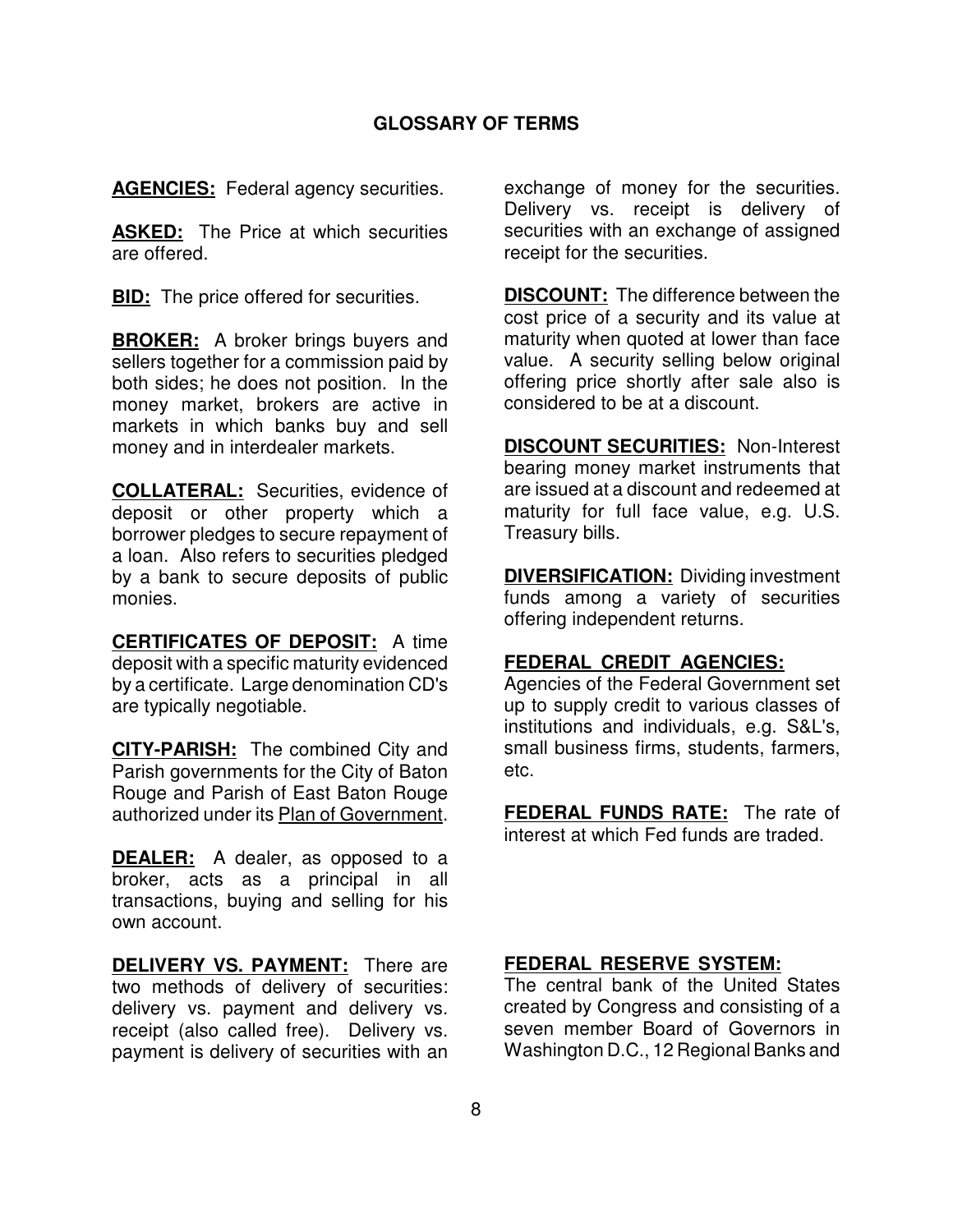## GLOSSARY OF TERMS

**AGENCIES:** Federal agency securities.

**ASKED:** The Price at which securities are offered.

**BID:** The price offered for securities.

**BROKER:** A broker brings buyers and sellers together for a commission paid by both sides; he does not position. In the money market, brokers are active in markets in which banks buy and sell money and in interdealer markets.

**COLLATERAL:** Securities, evidence of deposit or other property which a borrower pledges to secure repayment of a loan. Also refers to securities pledged by a bank to secure deposits of public monies.

**CERTIFICATES OF DEPOSIT:** A time deposit with a specific maturity evidenced by a certificate. Large denomination CD's are typically negotiable.

**CITY-PARISH:** The combined City and Parish governments for the City of Baton Rouge and Parish of East Baton Rouge authorized under its Plan of Government.

**DEALER:** A dealer, as opposed to a broker, acts as a principal in all transactions, buying and selling for his own account.

**DELIVERY VS. PAYMENT:** There are two methods of delivery of securities: delivery vs. payment and delivery vs. receipt (also called free). Delivery vs. payment is delivery of securities with an exchange of money for the securities. Delivery vs. receipt is delivery of securities with an exchange of assigned receipt for the securities.

**DISCOUNT:** The difference between the cost price of a security and its value at maturity when quoted at lower than face value. A security selling below original offering price shortly after sale also is considered to be at a discount.

**DISCOUNT SECURITIES:** Non-Interest bearing money market instruments that are issued at a discount and redeemed at maturity for full face value, e.g. U.S. Treasury bills.

**DIVERSIFICATION:** Dividing investment funds among a variety of securities offering independent returns.

**FEDERAL CREDIT AGENCIES:** Agencies of the Federal Government set up to supply credit to various classes of institutions and individuals, e.g. S&L's, small business firms, students, farmers, etc.

**FEDERAL FUNDS RATE:** The rate of interest at which Fed funds are traded.

**FEDERAL RESERVE SYSTEM:** The central bank of the United States created by Congress and consisting of a seven member Board of Governors in Washington D.C., 12 Regional Banks and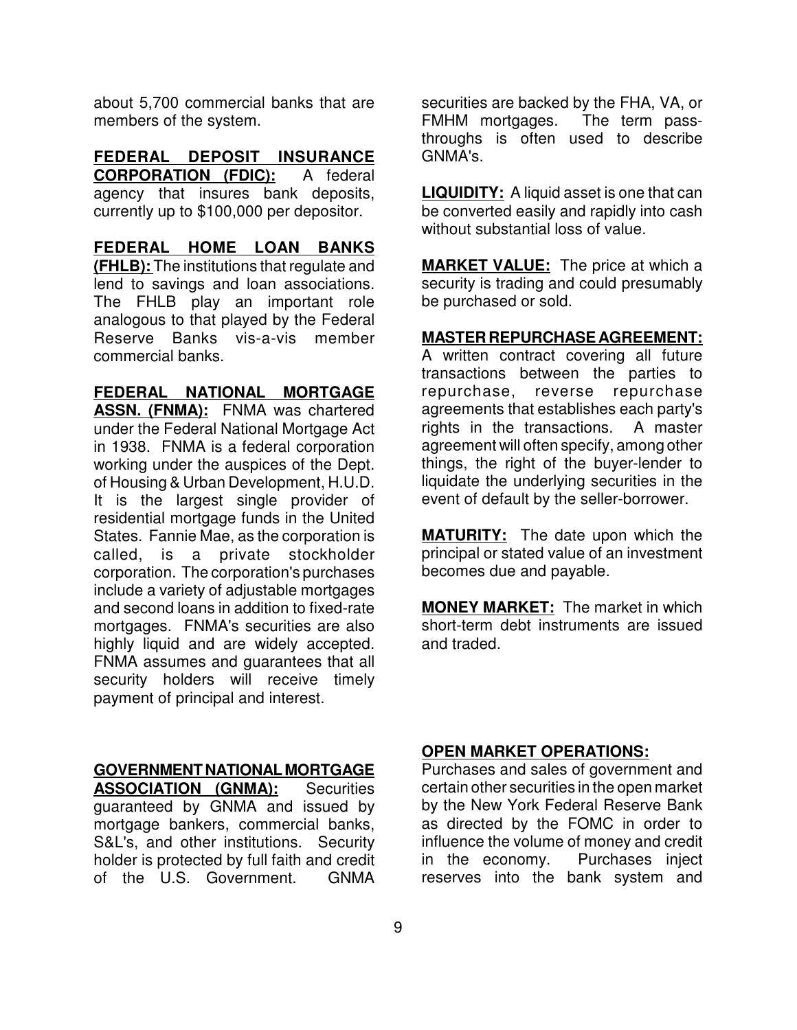about 5,700 commercial banks that are members of the system.

**FEDERAL DEPOSIT INSURANCE CORPORATION (FDIC):** A federal agency that insures bank deposits, currently up to $100,000 per depositor.

**FEDERAL HOME LOAN BANKS (FHLB):** The institutions that regulate and lend to savings and loan associations. The FHLB play an important role analogous to that played by the Federal Reserve Banks vis-a-vis member commercial banks.

**FEDERAL NATIONAL MORTGAGE ASSN. (FNMA):** FNMA was chartered under the Federal National Mortgage Act in 1938. FNMA is a federal corporation working under the auspices of the Dept. of Housing & Urban Development, H.U.D. It is the largest single provider of residential mortgage funds in the United States. Fannie Mae, as the corporation is called, is a private stockholder corporation. The corporation's purchases include a variety of adjustable mortgages and second loans in addition to fixed-rate mortgages. FNMA's securities are also highly liquid and are widely accepted. FNMA assumes and guarantees that all security holders will receive timely payment of principal and interest.

**GOVERNMENT NATIONAL MORTGAGE ASSOCIATION (GNMA):** Securities guaranteed by GNMA and issued by mortgage bankers, commercial banks, S&L's, and other institutions. Security holder is protected by full faith and credit of the U.S. Government. GNMA securities are backed by the FHA, VA, or FMHM mortgages. The term pass-throughs is often used to describe GNMA's.

**LIQUIDITY:** A liquid asset is one that can be converted easily and rapidly into cash without substantial loss of value.

**MARKET VALUE:** The price at which a security is trading and could presumably be purchased or sold.

**MASTER REPURCHASE AGREEMENT:** A written contract covering all future transactions between the parties to repurchase, reverse repurchase agreements that establishes each party's rights in the transactions. A master agreement will often specify, among other things, the right of the buyer-lender to liquidate the underlying securities in the event of default by the seller-borrower.

**MATURITY:** The date upon which the principal or stated value of an investment becomes due and payable.

**MONEY MARKET:** The market in which short-term debt instruments are issued and traded.

**OPEN MARKET OPERATIONS:** Purchases and sales of government and certain other securities in the open market by the New York Federal Reserve Bank as directed by the FOMC in order to influence the volume of money and credit in the economy. Purchases inject reserves into the bank system and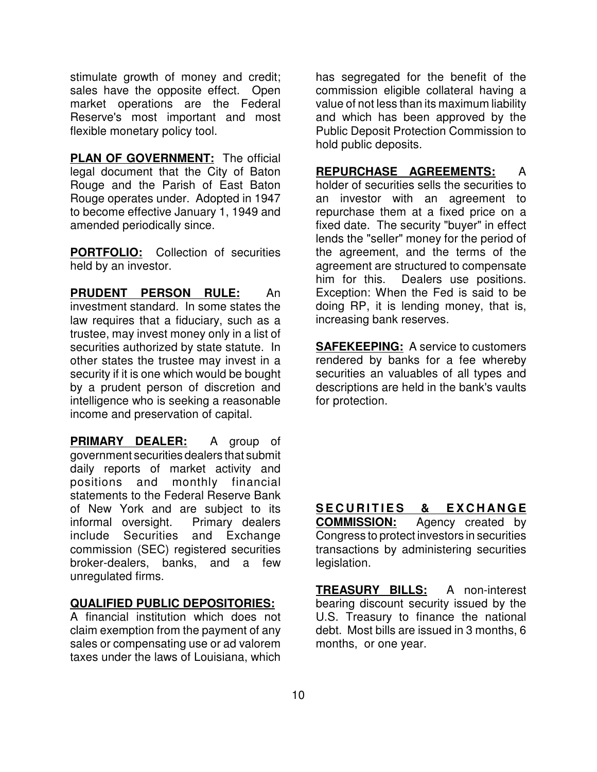stimulate growth of money and credit; sales have the opposite effect. Open market operations are the Federal Reserve's most important and most flexible monetary policy tool.

**PLAN OF GOVERNMENT:** The official legal document that the City of Baton Rouge and the Parish of East Baton Rouge operates under. Adopted in 1947 to become effective January 1, 1949 and amended periodically since.

**PORTFOLIO:** Collection of securities held by an investor.

**PRUDENT PERSON RULE:** An investment standard. In some states the law requires that a fiduciary, such as a trustee, may invest money only in a list of securities authorized by state statute. In other states the trustee may invest in a security if it is one which would be bought by a prudent person of discretion and intelligence who is seeking a reasonable income and preservation of capital.

**PRIMARY DEALER:** A group of government securities dealers that submit daily reports of market activity and positions and monthly financial statements to the Federal Reserve Bank of New York and are subject to its informal oversight. Primary dealers include Securities and Exchange commission (SEC) registered securities broker-dealers, banks, and a few unregulated firms.

**QUALIFIED PUBLIC DEPOSITORIES:** A financial institution which does not claim exemption from the payment of any sales or compensating use or ad valorem taxes under the laws of Louisiana, which has segregated for the benefit of the commission eligible collateral having a value of not less than its maximum liability and which has been approved by the Public Deposit Protection Commission to hold public deposits.

**REPURCHASE AGREEMENTS:** A holder of securities sells the securities to an investor with an agreement to repurchase them at a fixed price on a fixed date. The security "buyer" in effect lends the "seller" money for the period of the agreement, and the terms of the agreement are structured to compensate him for this. Dealers use positions. Exception: When the Fed is said to be doing RP, it is lending money, that is, increasing bank reserves.

**SAFEKEEPING:** A service to customers rendered by banks for a fee whereby securities an valuables of all types and descriptions are held in the bank's vaults for protection.

**SECURITIES & EXCHANGE COMMISSION:** Agency created by Congress to protect investors in securities transactions by administering securities legislation.

**TREASURY BILLS:** A non-interest bearing discount security issued by the U.S. Treasury to finance the national debt. Most bills are issued in 3 months, 6 months, or one year.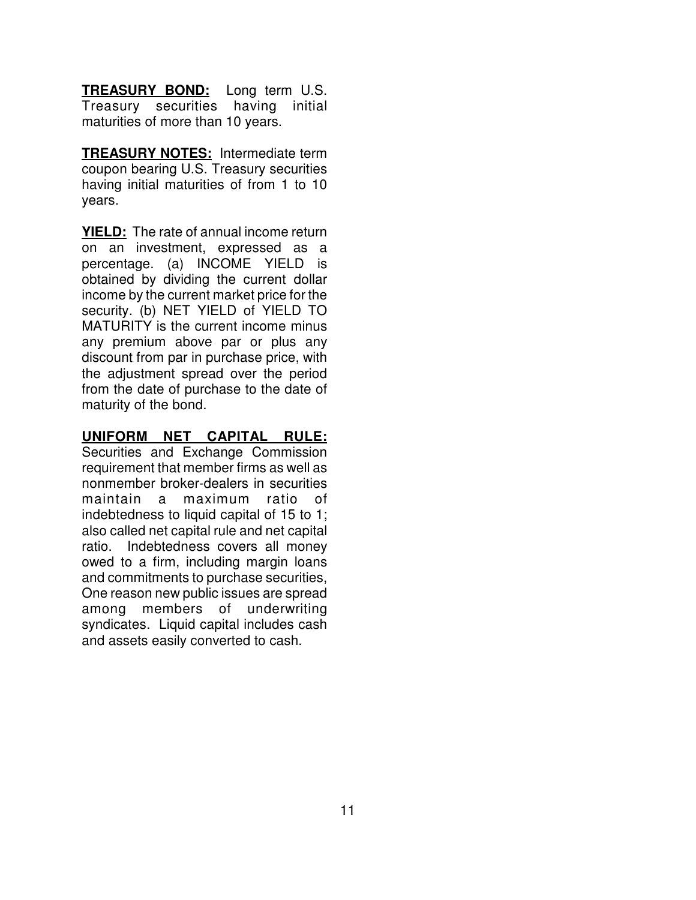**TREASURY BOND:** Long term U.S. Treasury securities having initial maturities of more than 10 years.

**TREASURY NOTES:** Intermediate term coupon bearing U.S. Treasury securities having initial maturities of from 1 to 10 years.

**YIELD:** The rate of annual income return on an investment, expressed as a percentage. (a) INCOME YIELD is obtained by dividing the current dollar income by the current market price for the security. (b) NET YIELD of YIELD TO MATURITY is the current income minus any premium above par or plus any discount from par in purchase price, with the adjustment spread over the period from the date of purchase to the date of maturity of the bond.

**UNIFORM NET CAPITAL RULE:** Securities and Exchange Commission requirement that member firms as well as nonmember broker-dealers in securities maintain a maximum ratio of indebtedness to liquid capital of 15 to 1; also called net capital rule and net capital ratio. Indebtedness covers all money owed to a firm, including margin loans and commitments to purchase securities, One reason new public issues are spread among members of underwriting syndicates. Liquid capital includes cash and assets easily converted to cash.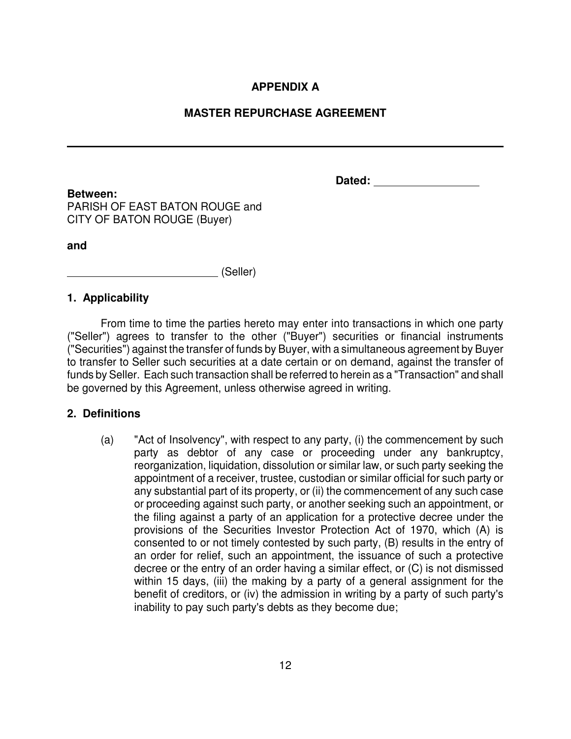# APPENDIX A

## MASTER REPURCHASE AGREEMENT

---

**Dated:** ________________

**Between:**
PARISH OF EAST BATON ROUGE and
CITY OF BATON ROUGE (Buyer)

**and**

________________________ (Seller)

### 1. Applicability

From time to time the parties hereto may enter into transactions in which one party ("Seller") agrees to transfer to the other ("Buyer") securities or financial instruments ("Securities") against the transfer of funds by Buyer, with a simultaneous agreement by Buyer to transfer to Seller such securities at a date certain or on demand, against the transfer of funds by Seller. Each such transaction shall be referred to herein as a "Transaction" and shall be governed by this Agreement, unless otherwise agreed in writing.

### 2. Definitions

(a) "Act of Insolvency", with respect to any party, (i) the commencement by such party as debtor of any case or proceeding under any bankruptcy, reorganization, liquidation, dissolution or similar law, or such party seeking the appointment of a receiver, trustee, custodian or similar official for such party or any substantial part of its property, or (ii) the commencement of any such case or proceeding against such party, or another seeking such an appointment, or the filing against a party of an application for a protective decree under the provisions of the Securities Investor Protection Act of 1970, which (A) is consented to or not timely contested by such party, (B) results in the entry of an order for relief, such an appointment, the issuance of such a protective decree or the entry of an order having a similar effect, or (C) is not dismissed within 15 days, (iii) the making by a party of a general assignment for the benefit of creditors, or (iv) the admission in writing by a party of such party's inability to pay such party's debts as they become due;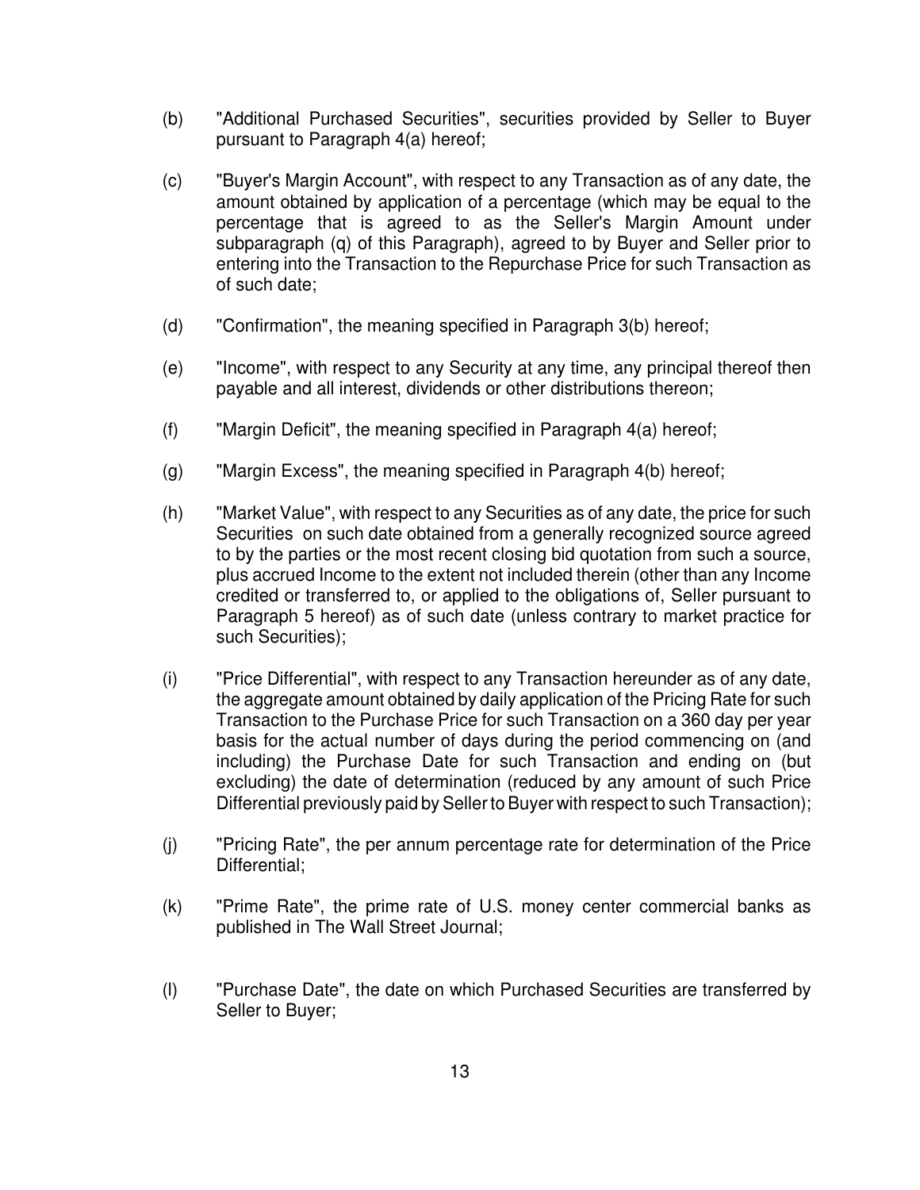(b) "Additional Purchased Securities", securities provided by Seller to Buyer pursuant to Paragraph 4(a) hereof;

(c) "Buyer's Margin Account", with respect to any Transaction as of any date, the amount obtained by application of a percentage (which may be equal to the percentage that is agreed to as the Seller's Margin Amount under subparagraph (q) of this Paragraph), agreed to by Buyer and Seller prior to entering into the Transaction to the Repurchase Price for such Transaction as of such date;

(d) "Confirmation", the meaning specified in Paragraph 3(b) hereof;

(e) "Income", with respect to any Security at any time, any principal thereof then payable and all interest, dividends or other distributions thereon;

(f) "Margin Deficit", the meaning specified in Paragraph 4(a) hereof;

(g) "Margin Excess", the meaning specified in Paragraph 4(b) hereof;

(h) "Market Value", with respect to any Securities as of any date, the price for such Securities on such date obtained from a generally recognized source agreed to by the parties or the most recent closing bid quotation from such a source, plus accrued Income to the extent not included therein (other than any Income credited or transferred to, or applied to the obligations of, Seller pursuant to Paragraph 5 hereof) as of such date (unless contrary to market practice for such Securities);

(i) "Price Differential", with respect to any Transaction hereunder as of any date, the aggregate amount obtained by daily application of the Pricing Rate for such Transaction to the Purchase Price for such Transaction on a 360 day per year basis for the actual number of days during the period commencing on (and including) the Purchase Date for such Transaction and ending on (but excluding) the date of determination (reduced by any amount of such Price Differential previously paid by Seller to Buyer with respect to such Transaction);

(j) "Pricing Rate", the per annum percentage rate for determination of the Price Differential;

(k) "Prime Rate", the prime rate of U.S. money center commercial banks as published in The Wall Street Journal;

(l) "Purchase Date", the date on which Purchased Securities are transferred by Seller to Buyer;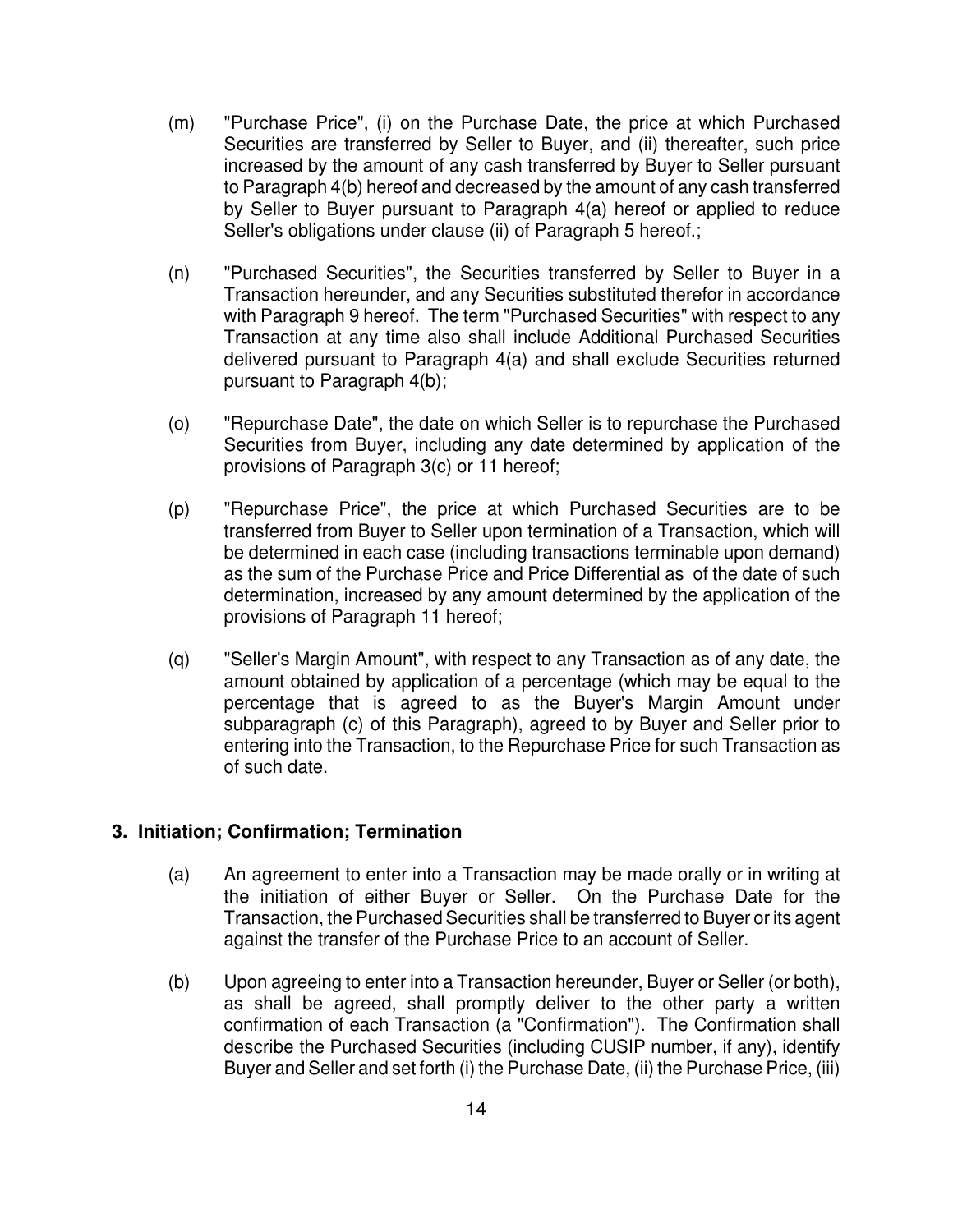(m) "Purchase Price", (i) on the Purchase Date, the price at which Purchased Securities are transferred by Seller to Buyer, and (ii) thereafter, such price increased by the amount of any cash transferred by Buyer to Seller pursuant to Paragraph 4(b) hereof and decreased by the amount of any cash transferred by Seller to Buyer pursuant to Paragraph 4(a) hereof or applied to reduce Seller's obligations under clause (ii) of Paragraph 5 hereof.;

(n) "Purchased Securities", the Securities transferred by Seller to Buyer in a Transaction hereunder, and any Securities substituted therefor in accordance with Paragraph 9 hereof. The term "Purchased Securities" with respect to any Transaction at any time also shall include Additional Purchased Securities delivered pursuant to Paragraph 4(a) and shall exclude Securities returned pursuant to Paragraph 4(b);

(o) "Repurchase Date", the date on which Seller is to repurchase the Purchased Securities from Buyer, including any date determined by application of the provisions of Paragraph 3(c) or 11 hereof;

(p) "Repurchase Price", the price at which Purchased Securities are to be transferred from Buyer to Seller upon termination of a Transaction, which will be determined in each case (including transactions terminable upon demand) as the sum of the Purchase Price and Price Differential as of the date of such determination, increased by any amount determined by the application of the provisions of Paragraph 11 hereof;

(q) "Seller's Margin Amount", with respect to any Transaction as of any date, the amount obtained by application of a percentage (which may be equal to the percentage that is agreed to as the Buyer's Margin Amount under subparagraph (c) of this Paragraph), agreed to by Buyer and Seller prior to entering into the Transaction, to the Repurchase Price for such Transaction as of such date.

## 3. Initiation; Confirmation; Termination

(a) An agreement to enter into a Transaction may be made orally or in writing at the initiation of either Buyer or Seller. On the Purchase Date for the Transaction, the Purchased Securities shall be transferred to Buyer or its agent against the transfer of the Purchase Price to an account of Seller.

(b) Upon agreeing to enter into a Transaction hereunder, Buyer or Seller (or both), as shall be agreed, shall promptly deliver to the other party a written confirmation of each Transaction (a "Confirmation"). The Confirmation shall describe the Purchased Securities (including CUSIP number, if any), identify Buyer and Seller and set forth (i) the Purchase Date, (ii) the Purchase Price, (iii)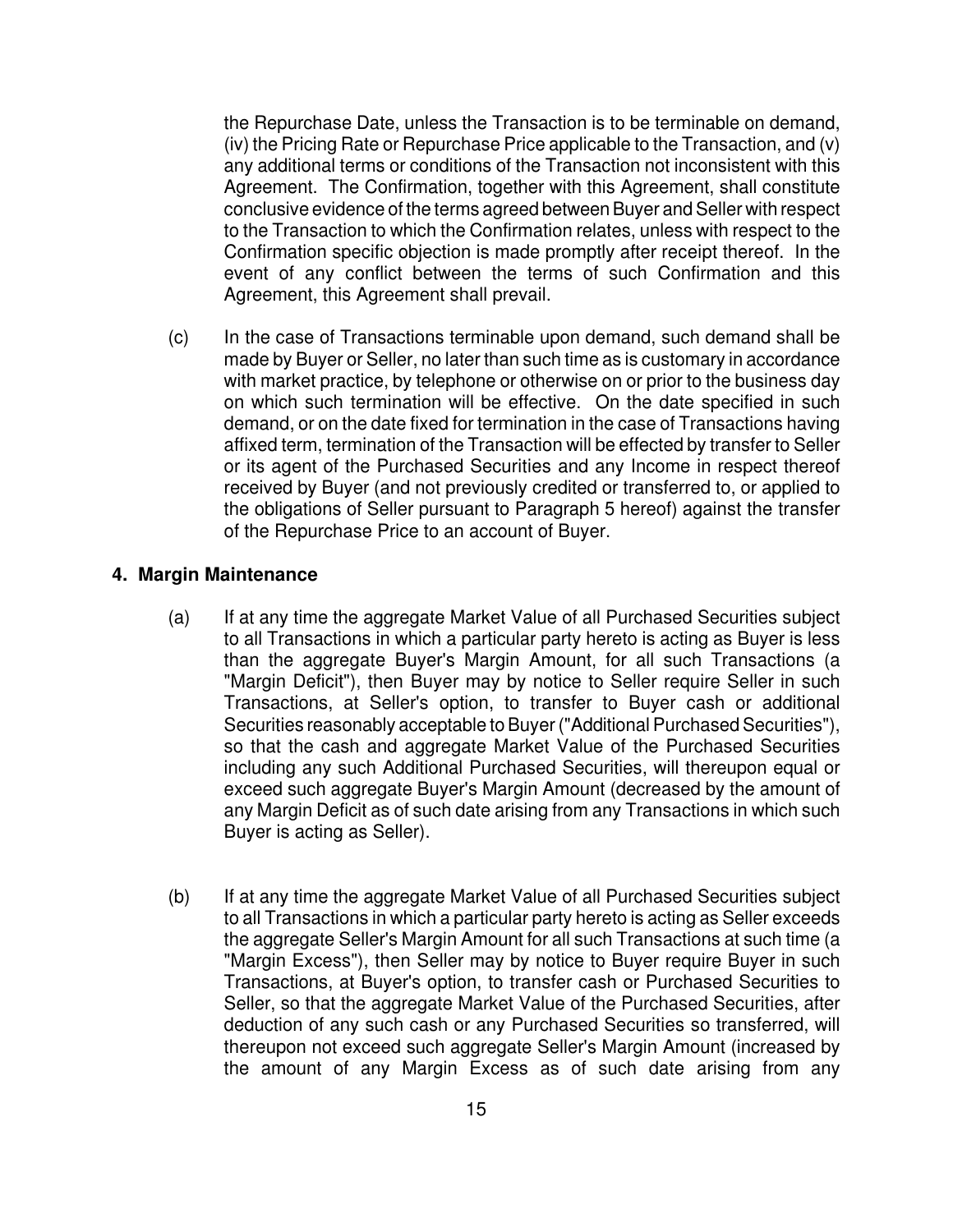the Repurchase Date, unless the Transaction is to be terminable on demand, (iv) the Pricing Rate or Repurchase Price applicable to the Transaction, and (v) any additional terms or conditions of the Transaction not inconsistent with this Agreement. The Confirmation, together with this Agreement, shall constitute conclusive evidence of the terms agreed between Buyer and Seller with respect to the Transaction to which the Confirmation relates, unless with respect to the Confirmation specific objection is made promptly after receipt thereof. In the event of any conflict between the terms of such Confirmation and this Agreement, this Agreement shall prevail.

(c) In the case of Transactions terminable upon demand, such demand shall be made by Buyer or Seller, no later than such time as is customary in accordance with market practice, by telephone or otherwise on or prior to the business day on which such termination will be effective. On the date specified in such demand, or on the date fixed for termination in the case of Transactions having affixed term, termination of the Transaction will be effected by transfer to Seller or its agent of the Purchased Securities and any Income in respect thereof received by Buyer (and not previously credited or transferred to, or applied to the obligations of Seller pursuant to Paragraph 5 hereof) against the transfer of the Repurchase Price to an account of Buyer.

**4. Margin Maintenance**

(a) If at any time the aggregate Market Value of all Purchased Securities subject to all Transactions in which a particular party hereto is acting as Buyer is less than the aggregate Buyer's Margin Amount, for all such Transactions (a "Margin Deficit"), then Buyer may by notice to Seller require Seller in such Transactions, at Seller's option, to transfer to Buyer cash or additional Securities reasonably acceptable to Buyer ("Additional Purchased Securities"), so that the cash and aggregate Market Value of the Purchased Securities including any such Additional Purchased Securities, will thereupon equal or exceed such aggregate Buyer's Margin Amount (decreased by the amount of any Margin Deficit as of such date arising from any Transactions in which such Buyer is acting as Seller).

(b) If at any time the aggregate Market Value of all Purchased Securities subject to all Transactions in which a particular party hereto is acting as Seller exceeds the aggregate Seller's Margin Amount for all such Transactions at such time (a "Margin Excess"), then Seller may by notice to Buyer require Buyer in such Transactions, at Buyer's option, to transfer cash or Purchased Securities to Seller, so that the aggregate Market Value of the Purchased Securities, after deduction of any such cash or any Purchased Securities so transferred, will thereupon not exceed such aggregate Seller's Margin Amount (increased by the amount of any Margin Excess as of such date arising from any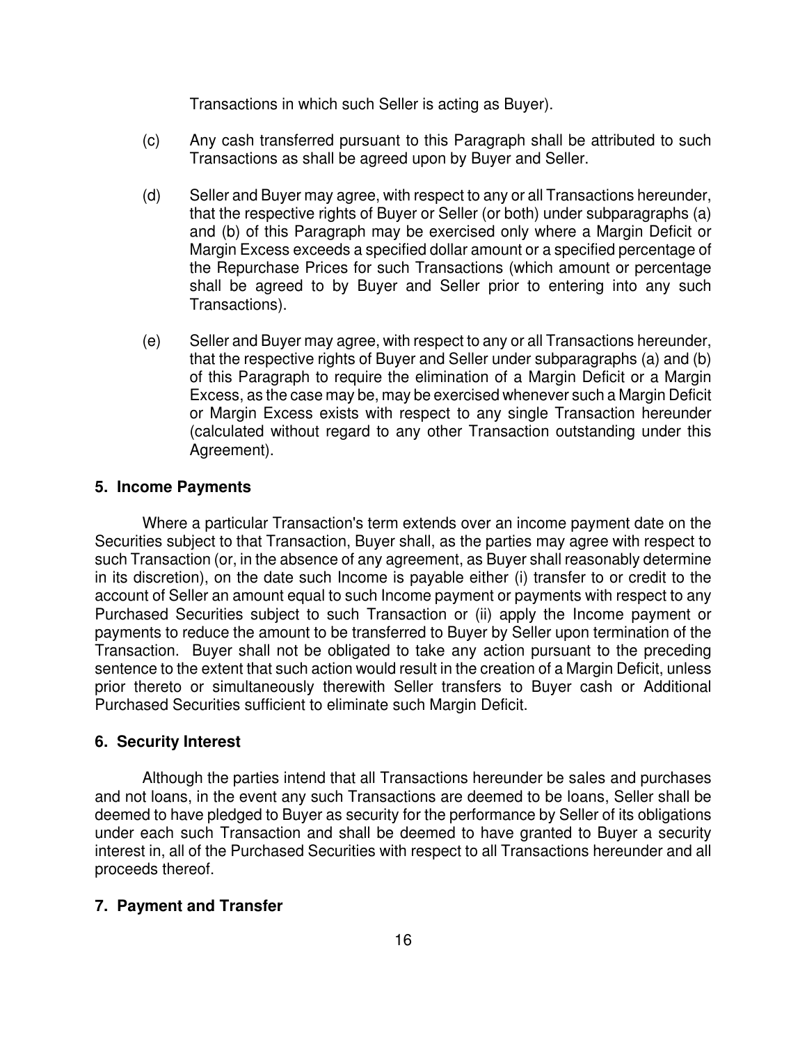Transactions in which such Seller is acting as Buyer).

(c) Any cash transferred pursuant to this Paragraph shall be attributed to such Transactions as shall be agreed upon by Buyer and Seller.

(d) Seller and Buyer may agree, with respect to any or all Transactions hereunder, that the respective rights of Buyer or Seller (or both) under subparagraphs (a) and (b) of this Paragraph may be exercised only where a Margin Deficit or Margin Excess exceeds a specified dollar amount or a specified percentage of the Repurchase Prices for such Transactions (which amount or percentage shall be agreed to by Buyer and Seller prior to entering into any such Transactions).

(e) Seller and Buyer may agree, with respect to any or all Transactions hereunder, that the respective rights of Buyer and Seller under subparagraphs (a) and (b) of this Paragraph to require the elimination of a Margin Deficit or a Margin Excess, as the case may be, may be exercised whenever such a Margin Deficit or Margin Excess exists with respect to any single Transaction hereunder (calculated without regard to any other Transaction outstanding under this Agreement).

## 5. Income Payments

Where a particular Transaction's term extends over an income payment date on the Securities subject to that Transaction, Buyer shall, as the parties may agree with respect to such Transaction (or, in the absence of any agreement, as Buyer shall reasonably determine in its discretion), on the date such Income is payable either (i) transfer to or credit to the account of Seller an amount equal to such Income payment or payments with respect to any Purchased Securities subject to such Transaction or (ii) apply the Income payment or payments to reduce the amount to be transferred to Buyer by Seller upon termination of the Transaction. Buyer shall not be obligated to take any action pursuant to the preceding sentence to the extent that such action would result in the creation of a Margin Deficit, unless prior thereto or simultaneously therewith Seller transfers to Buyer cash or Additional Purchased Securities sufficient to eliminate such Margin Deficit.

## 6. Security Interest

Although the parties intend that all Transactions hereunder be sales and purchases and not loans, in the event any such Transactions are deemed to be loans, Seller shall be deemed to have pledged to Buyer as security for the performance by Seller of its obligations under each such Transaction and shall be deemed to have granted to Buyer a security interest in, all of the Purchased Securities with respect to all Transactions hereunder and all proceeds thereof.

## 7. Payment and Transfer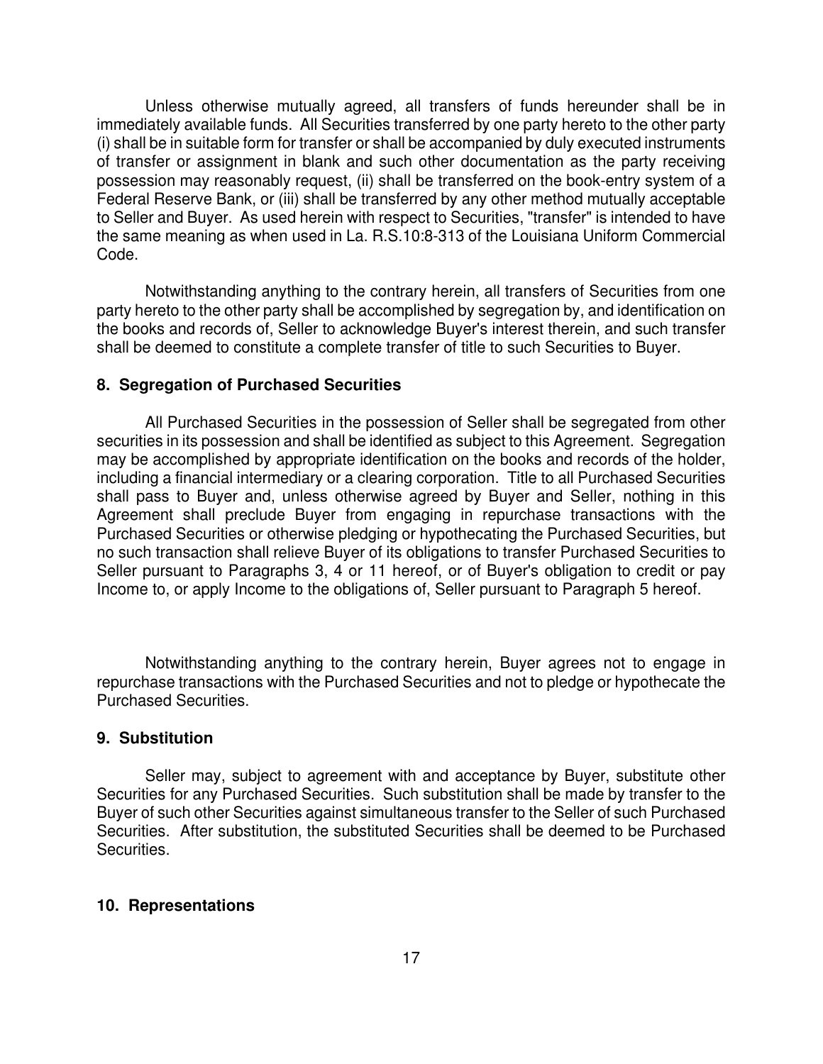Unless otherwise mutually agreed, all transfers of funds hereunder shall be in immediately available funds. All Securities transferred by one party hereto to the other party (i) shall be in suitable form for transfer or shall be accompanied by duly executed instruments of transfer or assignment in blank and such other documentation as the party receiving possession may reasonably request, (ii) shall be transferred on the book-entry system of a Federal Reserve Bank, or (iii) shall be transferred by any other method mutually acceptable to Seller and Buyer. As used herein with respect to Securities, "transfer" is intended to have the same meaning as when used in La. R.S.10:8-313 of the Louisiana Uniform Commercial Code.

Notwithstanding anything to the contrary herein, all transfers of Securities from one party hereto to the other party shall be accomplished by segregation by, and identification on the books and records of, Seller to acknowledge Buyer's interest therein, and such transfer shall be deemed to constitute a complete transfer of title to such Securities to Buyer.

**8. Segregation of Purchased Securities**

All Purchased Securities in the possession of Seller shall be segregated from other securities in its possession and shall be identified as subject to this Agreement. Segregation may be accomplished by appropriate identification on the books and records of the holder, including a financial intermediary or a clearing corporation. Title to all Purchased Securities shall pass to Buyer and, unless otherwise agreed by Buyer and Seller, nothing in this Agreement shall preclude Buyer from engaging in repurchase transactions with the Purchased Securities or otherwise pledging or hypothecating the Purchased Securities, but no such transaction shall relieve Buyer of its obligations to transfer Purchased Securities to Seller pursuant to Paragraphs 3, 4 or 11 hereof, or of Buyer's obligation to credit or pay Income to, or apply Income to the obligations of, Seller pursuant to Paragraph 5 hereof.

Notwithstanding anything to the contrary herein, Buyer agrees not to engage in repurchase transactions with the Purchased Securities and not to pledge or hypothecate the Purchased Securities.

**9. Substitution**

Seller may, subject to agreement with and acceptance by Buyer, substitute other Securities for any Purchased Securities. Such substitution shall be made by transfer to the Buyer of such other Securities against simultaneous transfer to the Seller of such Purchased Securities. After substitution, the substituted Securities shall be deemed to be Purchased Securities.

**10. Representations**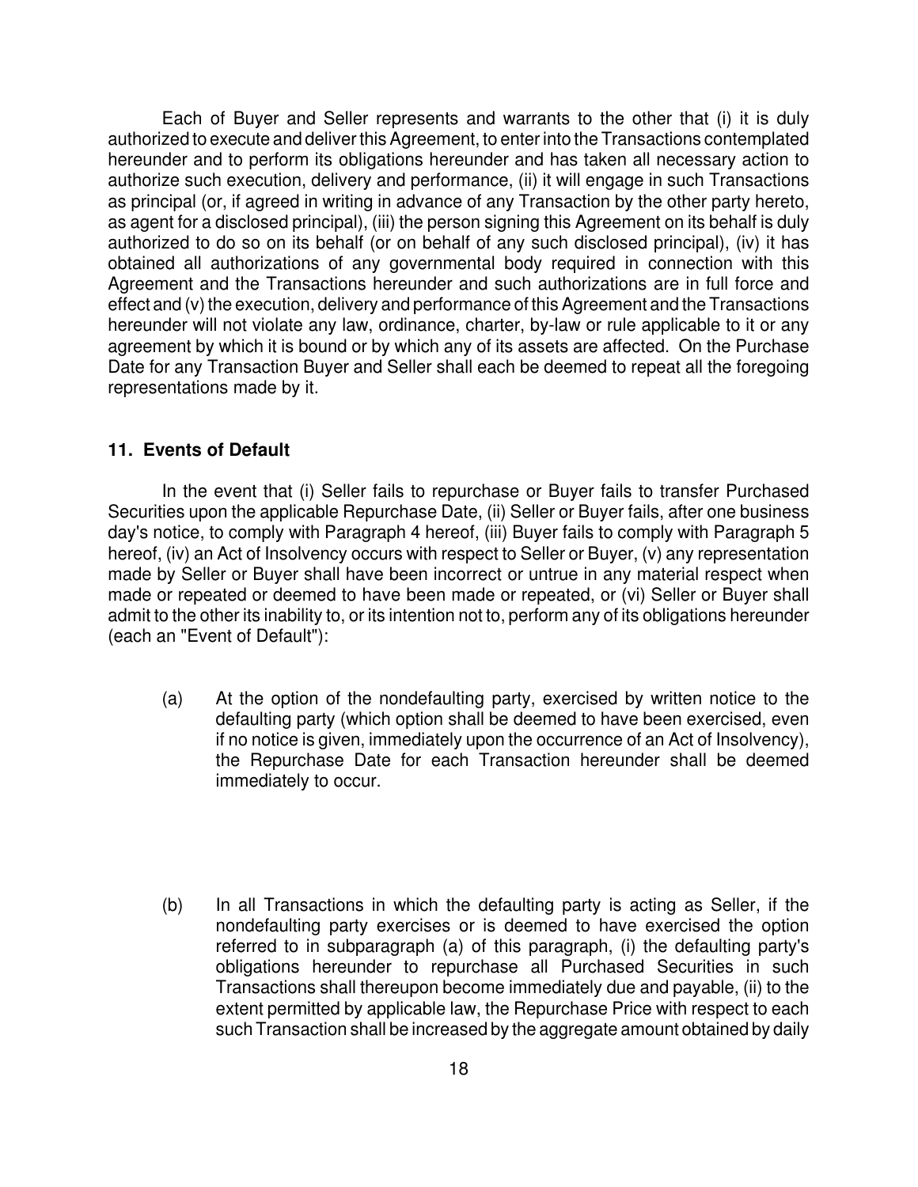Each of Buyer and Seller represents and warrants to the other that (i) it is duly authorized to execute and deliver this Agreement, to enter into the Transactions contemplated hereunder and to perform its obligations hereunder and has taken all necessary action to authorize such execution, delivery and performance, (ii) it will engage in such Transactions as principal (or, if agreed in writing in advance of any Transaction by the other party hereto, as agent for a disclosed principal), (iii) the person signing this Agreement on its behalf is duly authorized to do so on its behalf (or on behalf of any such disclosed principal), (iv) it has obtained all authorizations of any governmental body required in connection with this Agreement and the Transactions hereunder and such authorizations are in full force and effect and (v) the execution, delivery and performance of this Agreement and the Transactions hereunder will not violate any law, ordinance, charter, by-law or rule applicable to it or any agreement by which it is bound or by which any of its assets are affected. On the Purchase Date for any Transaction Buyer and Seller shall each be deemed to repeat all the foregoing representations made by it.

### 11. Events of Default

In the event that (i) Seller fails to repurchase or Buyer fails to transfer Purchased Securities upon the applicable Repurchase Date, (ii) Seller or Buyer fails, after one business day's notice, to comply with Paragraph 4 hereof, (iii) Buyer fails to comply with Paragraph 5 hereof, (iv) an Act of Insolvency occurs with respect to Seller or Buyer, (v) any representation made by Seller or Buyer shall have been incorrect or untrue in any material respect when made or repeated or deemed to have been made or repeated, or (vi) Seller or Buyer shall admit to the other its inability to, or its intention not to, perform any of its obligations hereunder (each an "Event of Default"):

(a) At the option of the nondefaulting party, exercised by written notice to the defaulting party (which option shall be deemed to have been exercised, even if no notice is given, immediately upon the occurrence of an Act of Insolvency), the Repurchase Date for each Transaction hereunder shall be deemed immediately to occur.

(b) In all Transactions in which the defaulting party is acting as Seller, if the nondefaulting party exercises or is deemed to have exercised the option referred to in subparagraph (a) of this paragraph, (i) the defaulting party's obligations hereunder to repurchase all Purchased Securities in such Transactions shall thereupon become immediately due and payable, (ii) to the extent permitted by applicable law, the Repurchase Price with respect to each such Transaction shall be increased by the aggregate amount obtained by daily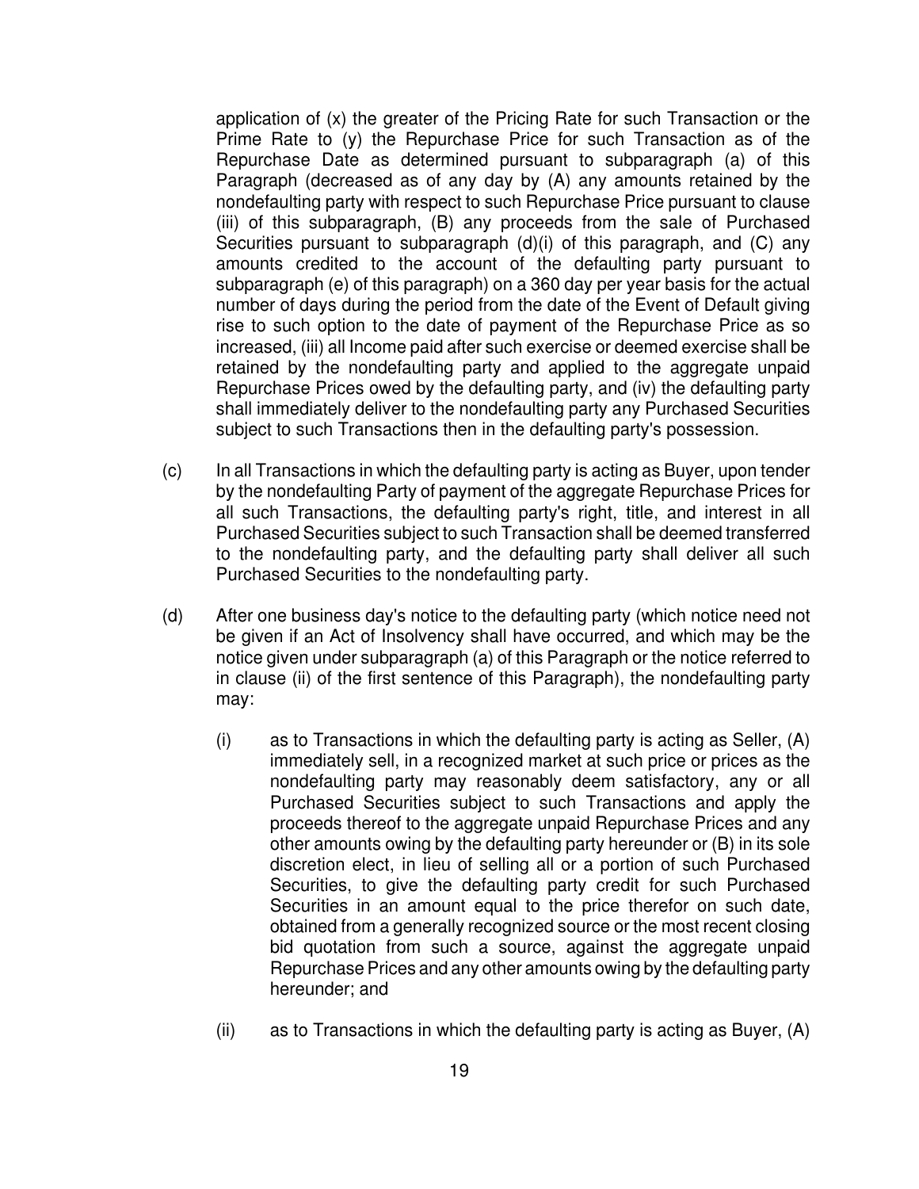application of (x) the greater of the Pricing Rate for such Transaction or the Prime Rate to (y) the Repurchase Price for such Transaction as of the Repurchase Date as determined pursuant to subparagraph (a) of this Paragraph (decreased as of any day by (A) any amounts retained by the nondefaulting party with respect to such Repurchase Price pursuant to clause (iii) of this subparagraph, (B) any proceeds from the sale of Purchased Securities pursuant to subparagraph (d)(i) of this paragraph, and (C) any amounts credited to the account of the defaulting party pursuant to subparagraph (e) of this paragraph) on a 360 day per year basis for the actual number of days during the period from the date of the Event of Default giving rise to such option to the date of payment of the Repurchase Price as so increased, (iii) all Income paid after such exercise or deemed exercise shall be retained by the nondefaulting party and applied to the aggregate unpaid Repurchase Prices owed by the defaulting party, and (iv) the defaulting party shall immediately deliver to the nondefaulting party any Purchased Securities subject to such Transactions then in the defaulting party's possession.

(c) In all Transactions in which the defaulting party is acting as Buyer, upon tender by the nondefaulting Party of payment of the aggregate Repurchase Prices for all such Transactions, the defaulting party's right, title, and interest in all Purchased Securities subject to such Transaction shall be deemed transferred to the nondefaulting party, and the defaulting party shall deliver all such Purchased Securities to the nondefaulting party.

(d) After one business day's notice to the defaulting party (which notice need not be given if an Act of Insolvency shall have occurred, and which may be the notice given under subparagraph (a) of this Paragraph or the notice referred to in clause (ii) of the first sentence of this Paragraph), the nondefaulting party may:

(i) as to Transactions in which the defaulting party is acting as Seller, (A) immediately sell, in a recognized market at such price or prices as the nondefaulting party may reasonably deem satisfactory, any or all Purchased Securities subject to such Transactions and apply the proceeds thereof to the aggregate unpaid Repurchase Prices and any other amounts owing by the defaulting party hereunder or (B) in its sole discretion elect, in lieu of selling all or a portion of such Purchased Securities, to give the defaulting party credit for such Purchased Securities in an amount equal to the price therefor on such date, obtained from a generally recognized source or the most recent closing bid quotation from such a source, against the aggregate unpaid Repurchase Prices and any other amounts owing by the defaulting party hereunder; and

(ii) as to Transactions in which the defaulting party is acting as Buyer, (A)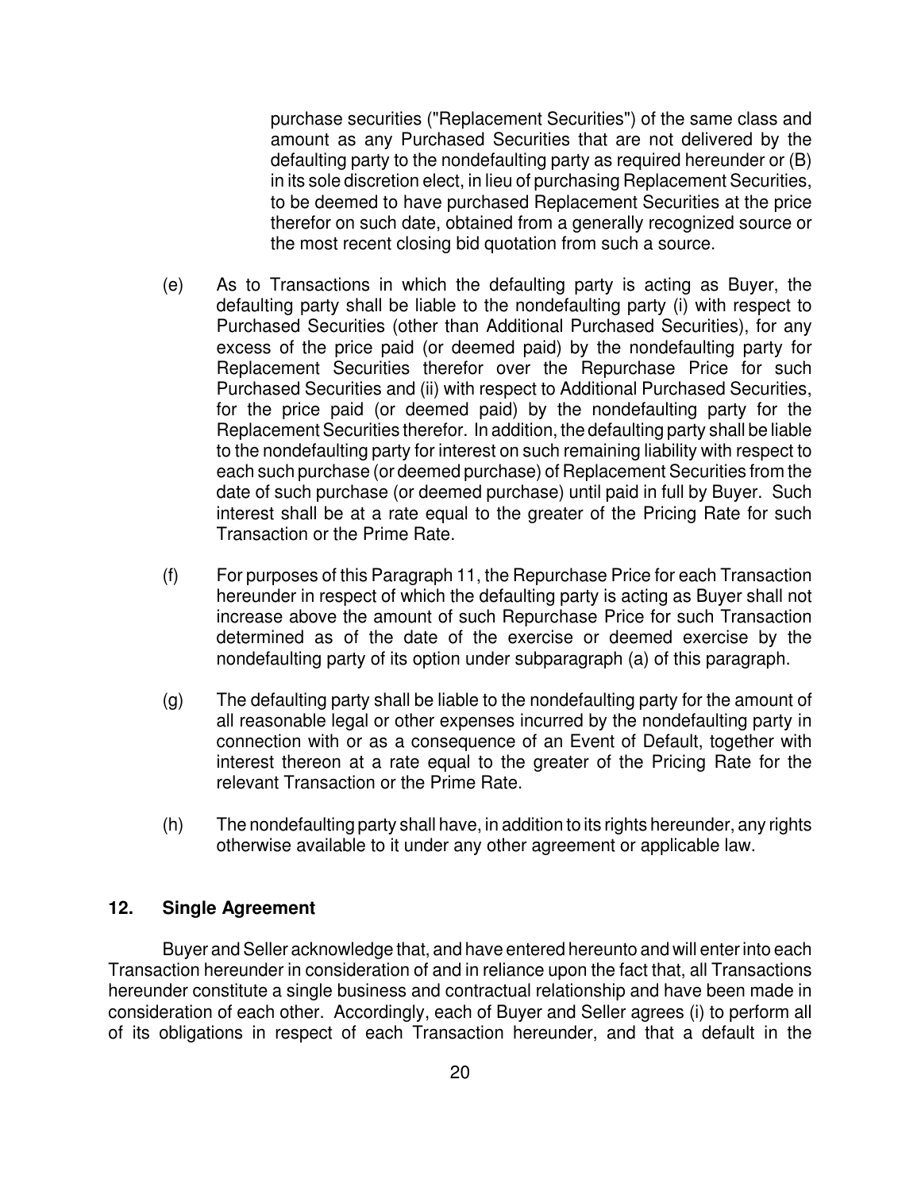purchase securities ("Replacement Securities") of the same class and amount as any Purchased Securities that are not delivered by the defaulting party to the nondefaulting party as required hereunder or (B) in its sole discretion elect, in lieu of purchasing Replacement Securities, to be deemed to have purchased Replacement Securities at the price therefor on such date, obtained from a generally recognized source or the most recent closing bid quotation from such a source.

(e) As to Transactions in which the defaulting party is acting as Buyer, the defaulting party shall be liable to the nondefaulting party (i) with respect to Purchased Securities (other than Additional Purchased Securities), for any excess of the price paid (or deemed paid) by the nondefaulting party for Replacement Securities therefor over the Repurchase Price for such Purchased Securities and (ii) with respect to Additional Purchased Securities, for the price paid (or deemed paid) by the nondefaulting party for the Replacement Securities therefor. In addition, the defaulting party shall be liable to the nondefaulting party for interest on such remaining liability with respect to each such purchase (or deemed purchase) of Replacement Securities from the date of such purchase (or deemed purchase) until paid in full by Buyer. Such interest shall be at a rate equal to the greater of the Pricing Rate for such Transaction or the Prime Rate.

(f) For purposes of this Paragraph 11, the Repurchase Price for each Transaction hereunder in respect of which the defaulting party is acting as Buyer shall not increase above the amount of such Repurchase Price for such Transaction determined as of the date of the exercise or deemed exercise by the nondefaulting party of its option under subparagraph (a) of this paragraph.

(g) The defaulting party shall be liable to the nondefaulting party for the amount of all reasonable legal or other expenses incurred by the nondefaulting party in connection with or as a consequence of an Event of Default, together with interest thereon at a rate equal to the greater of the Pricing Rate for the relevant Transaction or the Prime Rate.

(h) The nondefaulting party shall have, in addition to its rights hereunder, any rights otherwise available to it under any other agreement or applicable law.

## 12. Single Agreement

Buyer and Seller acknowledge that, and have entered hereunto and will enter into each Transaction hereunder in consideration of and in reliance upon the fact that, all Transactions hereunder constitute a single business and contractual relationship and have been made in consideration of each other. Accordingly, each of Buyer and Seller agrees (i) to perform all of its obligations in respect of each Transaction hereunder, and that a default in the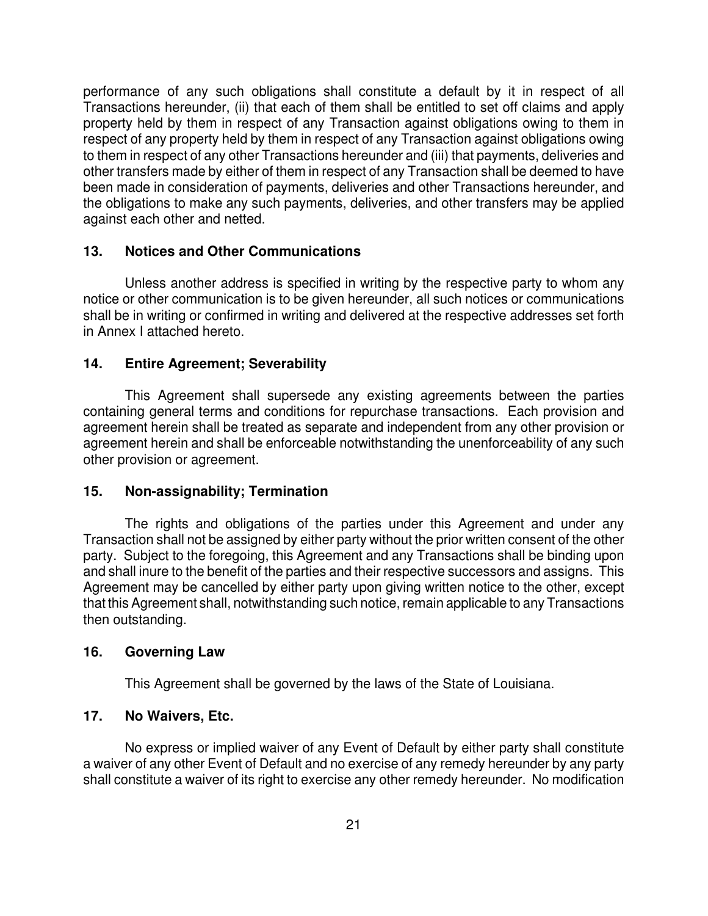performance of any such obligations shall constitute a default by it in respect of all Transactions hereunder, (ii) that each of them shall be entitled to set off claims and apply property held by them in respect of any Transaction against obligations owing to them in respect of any property held by them in respect of any Transaction against obligations owing to them in respect of any other Transactions hereunder and (iii) that payments, deliveries and other transfers made by either of them in respect of any Transaction shall be deemed to have been made in consideration of payments, deliveries and other Transactions hereunder, and the obligations to make any such payments, deliveries, and other transfers may be applied against each other and netted.

## 13. Notices and Other Communications

Unless another address is specified in writing by the respective party to whom any notice or other communication is to be given hereunder, all such notices or communications shall be in writing or confirmed in writing and delivered at the respective addresses set forth in Annex I attached hereto.

## 14. Entire Agreement; Severability

This Agreement shall supersede any existing agreements between the parties containing general terms and conditions for repurchase transactions. Each provision and agreement herein shall be treated as separate and independent from any other provision or agreement herein and shall be enforceable notwithstanding the unenforceability of any such other provision or agreement.

## 15. Non-assignability; Termination

The rights and obligations of the parties under this Agreement and under any Transaction shall not be assigned by either party without the prior written consent of the other party. Subject to the foregoing, this Agreement and any Transactions shall be binding upon and shall inure to the benefit of the parties and their respective successors and assigns. This Agreement may be cancelled by either party upon giving written notice to the other, except that this Agreement shall, notwithstanding such notice, remain applicable to any Transactions then outstanding.

## 16. Governing Law

This Agreement shall be governed by the laws of the State of Louisiana.

## 17. No Waivers, Etc.

No express or implied waiver of any Event of Default by either party shall constitute a waiver of any other Event of Default and no exercise of any remedy hereunder by any party shall constitute a waiver of its right to exercise any other remedy hereunder. No modification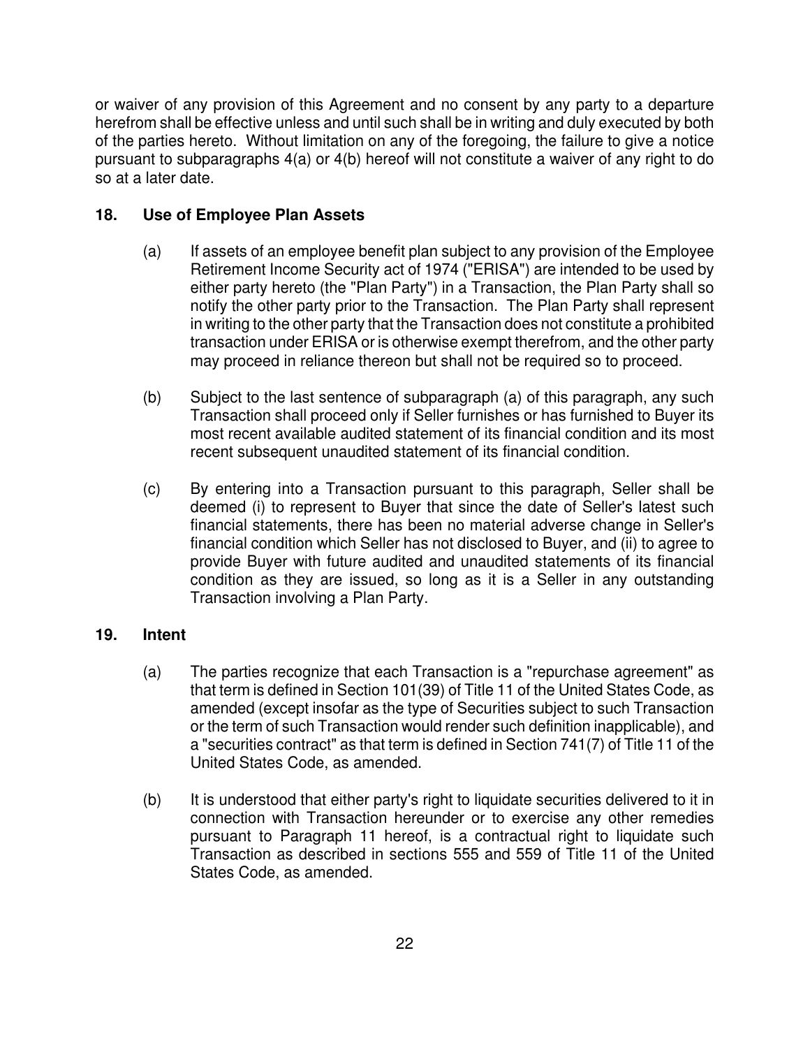or waiver of any provision of this Agreement and no consent by any party to a departure herefrom shall be effective unless and until such shall be in writing and duly executed by both of the parties hereto. Without limitation on any of the foregoing, the failure to give a notice pursuant to subparagraphs 4(a) or 4(b) hereof will not constitute a waiver of any right to do so at a later date.

**18. Use of Employee Plan Assets**

(a) If assets of an employee benefit plan subject to any provision of the Employee Retirement Income Security act of 1974 ("ERISA") are intended to be used by either party hereto (the "Plan Party") in a Transaction, the Plan Party shall so notify the other party prior to the Transaction. The Plan Party shall represent in writing to the other party that the Transaction does not constitute a prohibited transaction under ERISA or is otherwise exempt therefrom, and the other party may proceed in reliance thereon but shall not be required so to proceed.

(b) Subject to the last sentence of subparagraph (a) of this paragraph, any such Transaction shall proceed only if Seller furnishes or has furnished to Buyer its most recent available audited statement of its financial condition and its most recent subsequent unaudited statement of its financial condition.

(c) By entering into a Transaction pursuant to this paragraph, Seller shall be deemed (i) to represent to Buyer that since the date of Seller's latest such financial statements, there has been no material adverse change in Seller's financial condition which Seller has not disclosed to Buyer, and (ii) to agree to provide Buyer with future audited and unaudited statements of its financial condition as they are issued, so long as it is a Seller in any outstanding Transaction involving a Plan Party.

**19. Intent**

(a) The parties recognize that each Transaction is a "repurchase agreement" as that term is defined in Section 101(39) of Title 11 of the United States Code, as amended (except insofar as the type of Securities subject to such Transaction or the term of such Transaction would render such definition inapplicable), and a "securities contract" as that term is defined in Section 741(7) of Title 11 of the United States Code, as amended.

(b) It is understood that either party's right to liquidate securities delivered to it in connection with Transaction hereunder or to exercise any other remedies pursuant to Paragraph 11 hereof, is a contractual right to liquidate such Transaction as described in sections 555 and 559 of Title 11 of the United States Code, as amended.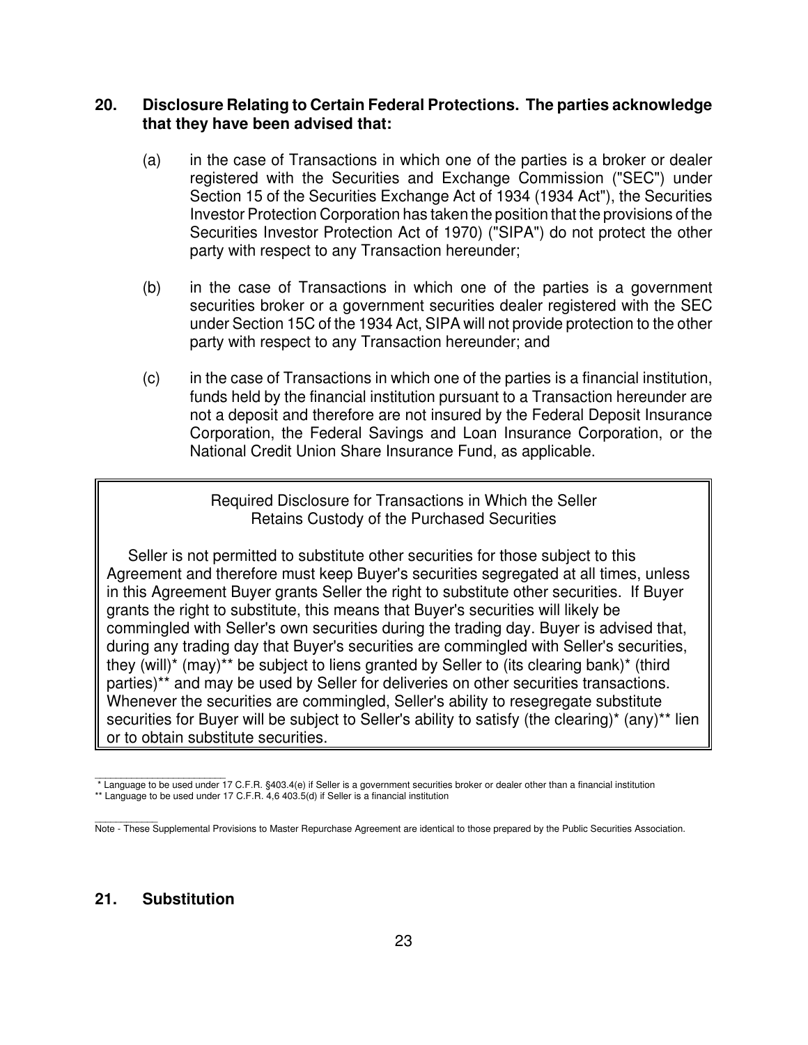## 20. Disclosure Relating to Certain Federal Protections. The parties acknowledge that they have been advised that:

(a) in the case of Transactions in which one of the parties is a broker or dealer registered with the Securities and Exchange Commission ("SEC") under Section 15 of the Securities Exchange Act of 1934 (1934 Act"), the Securities Investor Protection Corporation has taken the position that the provisions of the Securities Investor Protection Act of 1970) ("SIPA") do not protect the other party with respect to any Transaction hereunder;

(b) in the case of Transactions in which one of the parties is a government securities broker or a government securities dealer registered with the SEC under Section 15C of the 1934 Act, SIPA will not provide protection to the other party with respect to any Transaction hereunder; and

(c) in the case of Transactions in which one of the parties is a financial institution, funds held by the financial institution pursuant to a Transaction hereunder are not a deposit and therefore are not insured by the Federal Deposit Insurance Corporation, the Federal Savings and Loan Insurance Corporation, or the National Credit Union Share Insurance Fund, as applicable.

Required Disclosure for Transactions in Which the Seller Retains Custody of the Purchased Securities

Seller is not permitted to substitute other securities for those subject to this Agreement and therefore must keep Buyer's securities segregated at all times, unless in this Agreement Buyer grants Seller the right to substitute other securities. If Buyer grants the right to substitute, this means that Buyer's securities will likely be commingled with Seller's own securities during the trading day. Buyer is advised that, during any trading day that Buyer's securities are commingled with Seller's securities, they (will)* (may)** be subject to liens granted by Seller to (its clearing bank)* (third parties)** and may be used by Seller for deliveries on other securities transactions. Whenever the securities are commingled, Seller's ability to resegregate substitute securities for Buyer will be subject to Seller's ability to satisfy (the clearing)* (any)** lien or to obtain substitute securities.

* Language to be used under 17 C.F.R. §403.4(e) if Seller is a government securities broker or dealer other than a financial institution

** Language to be used under 17 C.F.R. 4,6 403.5(d) if Seller is a financial institution

Note - These Supplemental Provisions to Master Repurchase Agreement are identical to those prepared by the Public Securities Association.

## 21. Substitution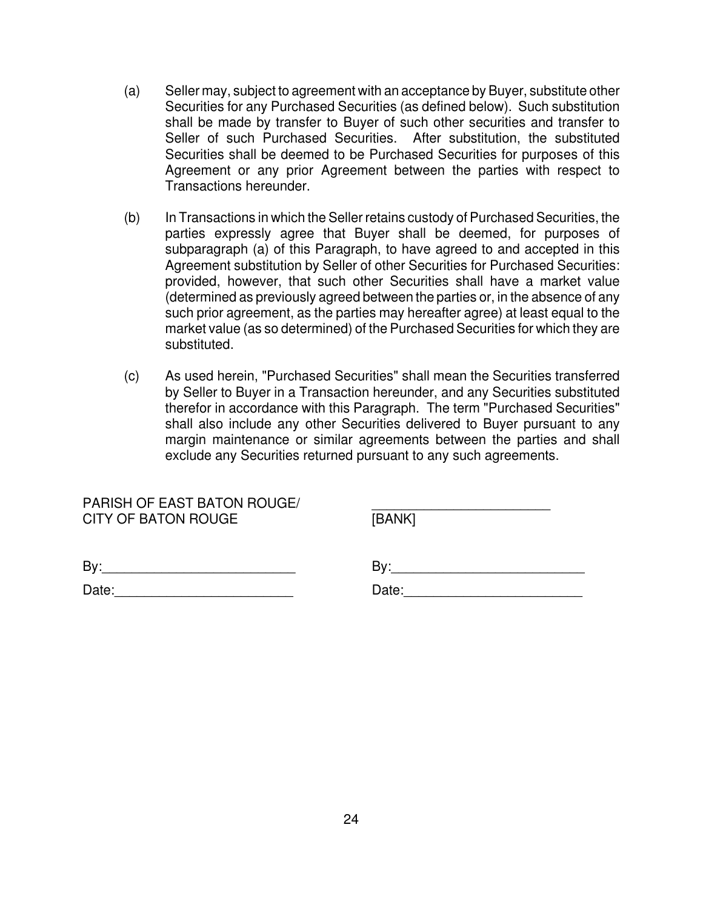(a) Seller may, subject to agreement with an acceptance by Buyer, substitute other Securities for any Purchased Securities (as defined below). Such substitution shall be made by transfer to Buyer of such other securities and transfer to Seller of such Purchased Securities. After substitution, the substituted Securities shall be deemed to be Purchased Securities for purposes of this Agreement or any prior Agreement between the parties with respect to Transactions hereunder.

(b) In Transactions in which the Seller retains custody of Purchased Securities, the parties expressly agree that Buyer shall be deemed, for purposes of subparagraph (a) of this Paragraph, to have agreed to and accepted in this Agreement substitution by Seller of other Securities for Purchased Securities: provided, however, that such other Securities shall have a market value (determined as previously agreed between the parties or, in the absence of any such prior agreement, as the parties may hereafter agree) at least equal to the market value (as so determined) of the Purchased Securities for which they are substituted.

(c) As used herein, "Purchased Securities" shall mean the Securities transferred by Seller to Buyer in a Transaction hereunder, and any Securities substituted therefor in accordance with this Paragraph. The term "Purchased Securities" shall also include any other Securities delivered to Buyer pursuant to any margin maintenance or similar agreements between the parties and shall exclude any Securities returned pursuant to any such agreements.

| | |
|---|---|
| PARISH OF EAST BATON ROUGE/<br>CITY OF BATON ROUGE | ________________________<br>[BANK] |
| By:_________________________ | By:_________________________ |
| Date:________________________ | Date:________________________ |